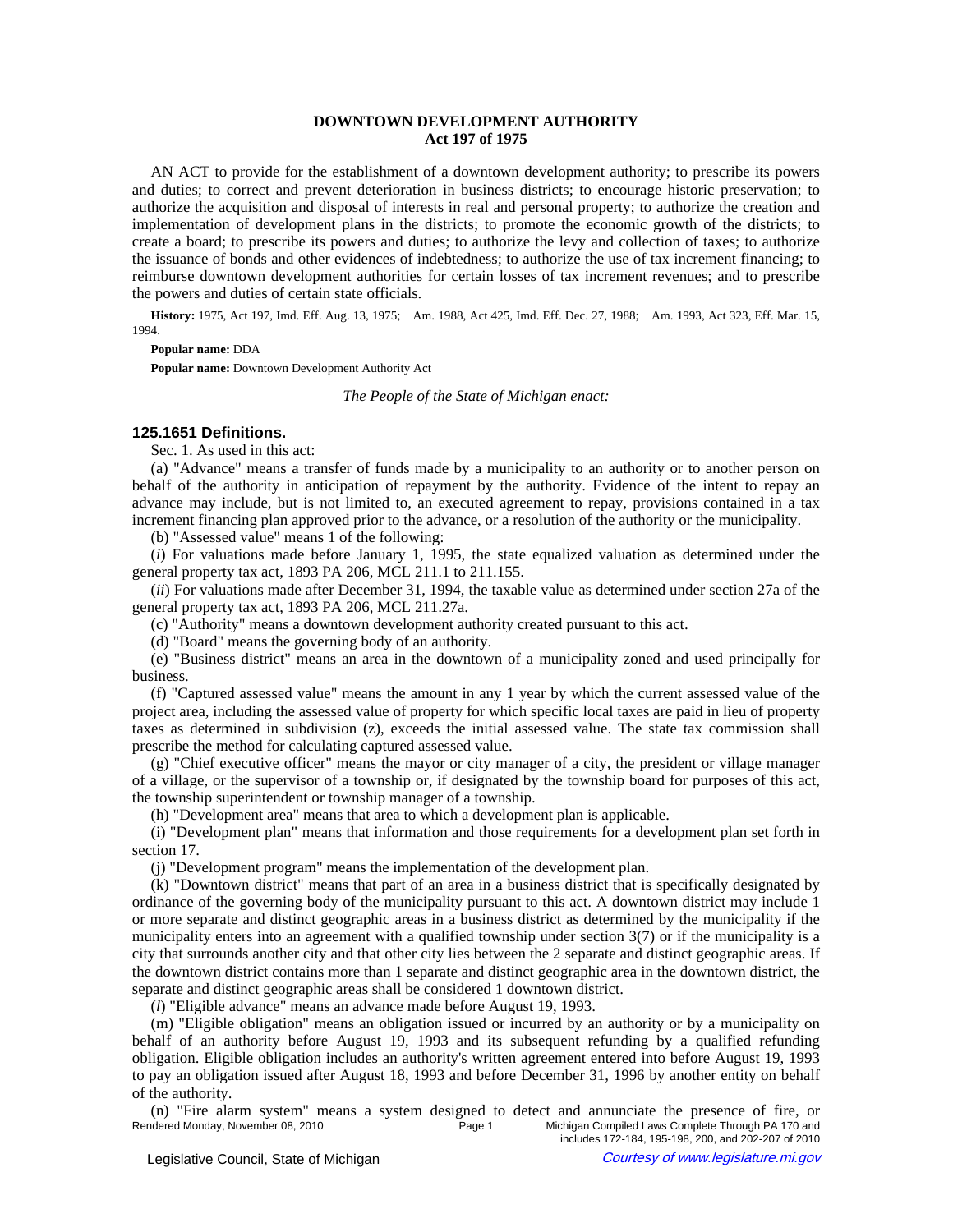# DOWNTOWN DEVELOPMENT AUTHORITY
## Act 197 of 1975

AN ACT to provide for the establishment of a downtown development authority; to prescribe its powers and duties; to correct and prevent deterioration in business districts; to encourage historic preservation; to authorize the acquisition and disposal of interests in real and personal property; to authorize the creation and implementation of development plans in the districts; to promote the economic growth of the districts; to create a board; to prescribe its powers and duties; to authorize the levy and collection of taxes; to authorize the issuance of bonds and other evidences of indebtedness; to authorize the use of tax increment financing; to reimburse downtown development authorities for certain losses of tax increment revenues; and to prescribe the powers and duties of certain state officials.

**History:** 1975, Act 197, Imd. Eff. Aug. 13, 1975;—Am. 1988, Act 425, Imd. Eff. Dec. 27, 1988;—Am. 1993, Act 323, Eff. Mar. 15, 1994.

**Popular name:** DDA

**Popular name:** Downtown Development Authority Act

*The People of the State of Michigan enact:*

### 125.1651 Definitions.

Sec. 1. As used in this act:

(a) "Advance" means a transfer of funds made by a municipality to an authority or to another person on behalf of the authority in anticipation of repayment by the authority. Evidence of the intent to repay an advance may include, but is not limited to, an executed agreement to repay, provisions contained in a tax increment financing plan approved prior to the advance, or a resolution of the authority or the municipality.

(b) "Assessed value" means 1 of the following:

(*i*) For valuations made before January 1, 1995, the state equalized valuation as determined under the general property tax act, 1893 PA 206, MCL 211.1 to 211.155.

(*ii*) For valuations made after December 31, 1994, the taxable value as determined under section 27a of the general property tax act, 1893 PA 206, MCL 211.27a.

(c) "Authority" means a downtown development authority created pursuant to this act.

(d) "Board" means the governing body of an authority.

(e) "Business district" means an area in the downtown of a municipality zoned and used principally for business.

(f) "Captured assessed value" means the amount in any 1 year by which the current assessed value of the project area, including the assessed value of property for which specific local taxes are paid in lieu of property taxes as determined in subdivision (z), exceeds the initial assessed value. The state tax commission shall prescribe the method for calculating captured assessed value.

(g) "Chief executive officer" means the mayor or city manager of a city, the president or village manager of a village, or the supervisor of a township or, if designated by the township board for purposes of this act, the township superintendent or township manager of a township.

(h) "Development area" means that area to which a development plan is applicable.

(i) "Development plan" means that information and those requirements for a development plan set forth in section 17.

(j) "Development program" means the implementation of the development plan.

(k) "Downtown district" means that part of an area in a business district that is specifically designated by ordinance of the governing body of the municipality pursuant to this act. A downtown district may include 1 or more separate and distinct geographic areas in a business district as determined by the municipality if the municipality enters into an agreement with a qualified township under section 3(7) or if the municipality is a city that surrounds another city and that other city lies between the 2 separate and distinct geographic areas. If the downtown district contains more than 1 separate and distinct geographic area in the downtown district, the separate and distinct geographic areas shall be considered 1 downtown district.

(*l*) "Eligible advance" means an advance made before August 19, 1993.

(m) "Eligible obligation" means an obligation issued or incurred by an authority or by a municipality on behalf of an authority before August 19, 1993 and its subsequent refunding by a qualified refunding obligation. Eligible obligation includes an authority's written agreement entered into before August 19, 1993 to pay an obligation issued after August 18, 1993 and before December 31, 1996 by another entity on behalf of the authority.

(n) "Fire alarm system" means a system designed to detect and annunciate the presence of fire, or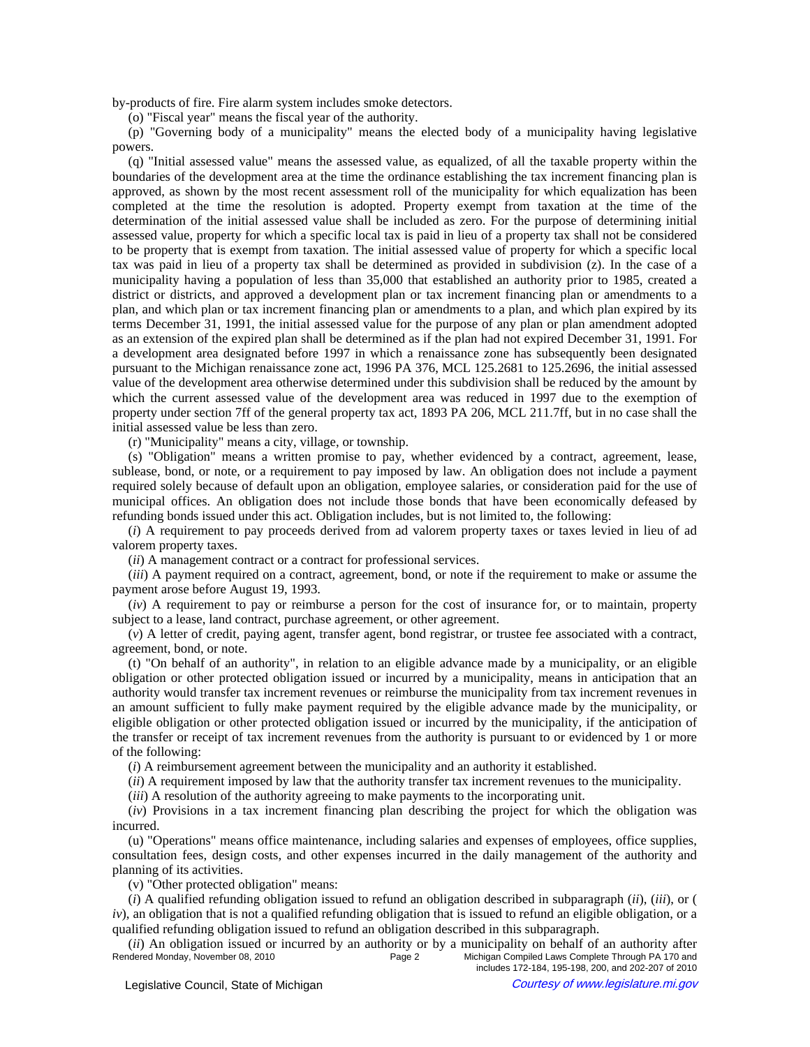by-products of fire. Fire alarm system includes smoke detectors.

(o) "Fiscal year" means the fiscal year of the authority.

(p) "Governing body of a municipality" means the elected body of a municipality having legislative powers.

(q) "Initial assessed value" means the assessed value, as equalized, of all the taxable property within the boundaries of the development area at the time the ordinance establishing the tax increment financing plan is approved, as shown by the most recent assessment roll of the municipality for which equalization has been completed at the time the resolution is adopted. Property exempt from taxation at the time of the determination of the initial assessed value shall be included as zero. For the purpose of determining initial assessed value, property for which a specific local tax is paid in lieu of a property tax shall not be considered to be property that is exempt from taxation. The initial assessed value of property for which a specific local tax was paid in lieu of a property tax shall be determined as provided in subdivision (z). In the case of a municipality having a population of less than 35,000 that established an authority prior to 1985, created a district or districts, and approved a development plan or tax increment financing plan or amendments to a plan, and which plan or tax increment financing plan or amendments to a plan, and which plan expired by its terms December 31, 1991, the initial assessed value for the purpose of any plan or plan amendment adopted as an extension of the expired plan shall be determined as if the plan had not expired December 31, 1991. For a development area designated before 1997 in which a renaissance zone has subsequently been designated pursuant to the Michigan renaissance zone act, 1996 PA 376, MCL 125.2681 to 125.2696, the initial assessed value of the development area otherwise determined under this subdivision shall be reduced by the amount by which the current assessed value of the development area was reduced in 1997 due to the exemption of property under section 7ff of the general property tax act, 1893 PA 206, MCL 211.7ff, but in no case shall the initial assessed value be less than zero.

(r) "Municipality" means a city, village, or township.

(s) "Obligation" means a written promise to pay, whether evidenced by a contract, agreement, lease, sublease, bond, or note, or a requirement to pay imposed by law. An obligation does not include a payment required solely because of default upon an obligation, employee salaries, or consideration paid for the use of municipal offices. An obligation does not include those bonds that have been economically defeased by refunding bonds issued under this act. Obligation includes, but is not limited to, the following:

(*i*) A requirement to pay proceeds derived from ad valorem property taxes or taxes levied in lieu of ad valorem property taxes.

(*ii*) A management contract or a contract for professional services.

(*iii*) A payment required on a contract, agreement, bond, or note if the requirement to make or assume the payment arose before August 19, 1993.

(*iv*) A requirement to pay or reimburse a person for the cost of insurance for, or to maintain, property subject to a lease, land contract, purchase agreement, or other agreement.

(*v*) A letter of credit, paying agent, transfer agent, bond registrar, or trustee fee associated with a contract, agreement, bond, or note.

(t) "On behalf of an authority", in relation to an eligible advance made by a municipality, or an eligible obligation or other protected obligation issued or incurred by a municipality, means in anticipation that an authority would transfer tax increment revenues or reimburse the municipality from tax increment revenues in an amount sufficient to fully make payment required by the eligible advance made by the municipality, or eligible obligation or other protected obligation issued or incurred by the municipality, if the anticipation of the transfer or receipt of tax increment revenues from the authority is pursuant to or evidenced by 1 or more of the following:

(*i*) A reimbursement agreement between the municipality and an authority it established.

(*ii*) A requirement imposed by law that the authority transfer tax increment revenues to the municipality.

(*iii*) A resolution of the authority agreeing to make payments to the incorporating unit.

(*iv*) Provisions in a tax increment financing plan describing the project for which the obligation was incurred.

(u) "Operations" means office maintenance, including salaries and expenses of employees, office supplies, consultation fees, design costs, and other expenses incurred in the daily management of the authority and planning of its activities.

(v) "Other protected obligation" means:

(*i*) A qualified refunding obligation issued to refund an obligation described in subparagraph (*ii*), (*iii*), or (*iv*), an obligation that is not a qualified refunding obligation that is issued to refund an eligible obligation, or a qualified refunding obligation issued to refund an obligation described in this subparagraph.

(*ii*) An obligation issued or incurred by an authority or by a municipality on behalf of an authority after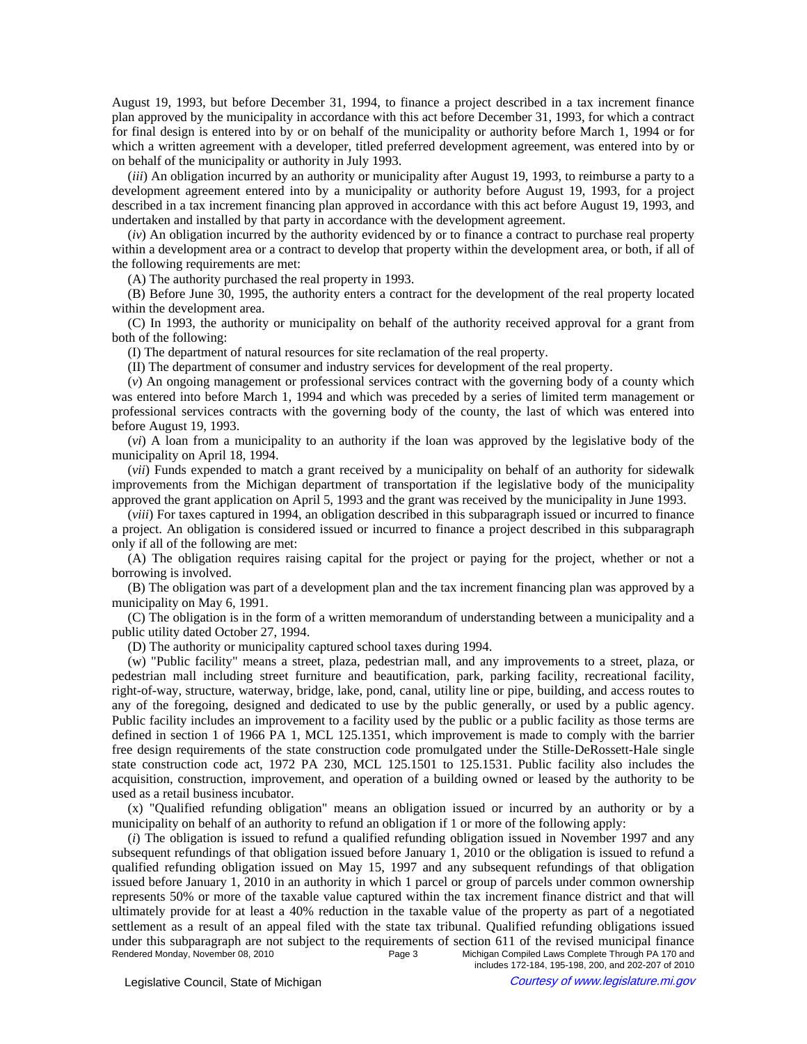August 19, 1993, but before December 31, 1994, to finance a project described in a tax increment finance plan approved by the municipality in accordance with this act before December 31, 1993, for which a contract for final design is entered into by or on behalf of the municipality or authority before March 1, 1994 or for which a written agreement with a developer, titled preferred development agreement, was entered into by or on behalf of the municipality or authority in July 1993.

(*iii*) An obligation incurred by an authority or municipality after August 19, 1993, to reimburse a party to a development agreement entered into by a municipality or authority before August 19, 1993, for a project described in a tax increment financing plan approved in accordance with this act before August 19, 1993, and undertaken and installed by that party in accordance with the development agreement.

(*iv*) An obligation incurred by the authority evidenced by or to finance a contract to purchase real property within a development area or a contract to develop that property within the development area, or both, if all of the following requirements are met:

(A) The authority purchased the real property in 1993.

(B) Before June 30, 1995, the authority enters a contract for the development of the real property located within the development area.

(C) In 1993, the authority or municipality on behalf of the authority received approval for a grant from both of the following:

(I) The department of natural resources for site reclamation of the real property.

(II) The department of consumer and industry services for development of the real property.

(*v*) An ongoing management or professional services contract with the governing body of a county which was entered into before March 1, 1994 and which was preceded by a series of limited term management or professional services contracts with the governing body of the county, the last of which was entered into before August 19, 1993.

(*vi*) A loan from a municipality to an authority if the loan was approved by the legislative body of the municipality on April 18, 1994.

(*vii*) Funds expended to match a grant received by a municipality on behalf of an authority for sidewalk improvements from the Michigan department of transportation if the legislative body of the municipality approved the grant application on April 5, 1993 and the grant was received by the municipality in June 1993.

(*viii*) For taxes captured in 1994, an obligation described in this subparagraph issued or incurred to finance a project. An obligation is considered issued or incurred to finance a project described in this subparagraph only if all of the following are met:

(A) The obligation requires raising capital for the project or paying for the project, whether or not a borrowing is involved.

(B) The obligation was part of a development plan and the tax increment financing plan was approved by a municipality on May 6, 1991.

(C) The obligation is in the form of a written memorandum of understanding between a municipality and a public utility dated October 27, 1994.

(D) The authority or municipality captured school taxes during 1994.

(w) "Public facility" means a street, plaza, pedestrian mall, and any improvements to a street, plaza, or pedestrian mall including street furniture and beautification, park, parking facility, recreational facility, right-of-way, structure, waterway, bridge, lake, pond, canal, utility line or pipe, building, and access routes to any of the foregoing, designed and dedicated to use by the public generally, or used by a public agency. Public facility includes an improvement to a facility used by the public or a public facility as those terms are defined in section 1 of 1966 PA 1, MCL 125.1351, which improvement is made to comply with the barrier free design requirements of the state construction code promulgated under the Stille-DeRossett-Hale single state construction code act, 1972 PA 230, MCL 125.1501 to 125.1531. Public facility also includes the acquisition, construction, improvement, and operation of a building owned or leased by the authority to be used as a retail business incubator.

(x) "Qualified refunding obligation" means an obligation issued or incurred by an authority or by a municipality on behalf of an authority to refund an obligation if 1 or more of the following apply:

(*i*) The obligation is issued to refund a qualified refunding obligation issued in November 1997 and any subsequent refundings of that obligation issued before January 1, 2010 or the obligation is issued to refund a qualified refunding obligation issued on May 15, 1997 and any subsequent refundings of that obligation issued before January 1, 2010 in an authority in which 1 parcel or group of parcels under common ownership represents 50% or more of the taxable value captured within the tax increment finance district and that will ultimately provide for at least a 40% reduction in the taxable value of the property as part of a negotiated settlement as a result of an appeal filed with the state tax tribunal. Qualified refunding obligations issued under this subparagraph are not subject to the requirements of section 611 of the revised municipal finance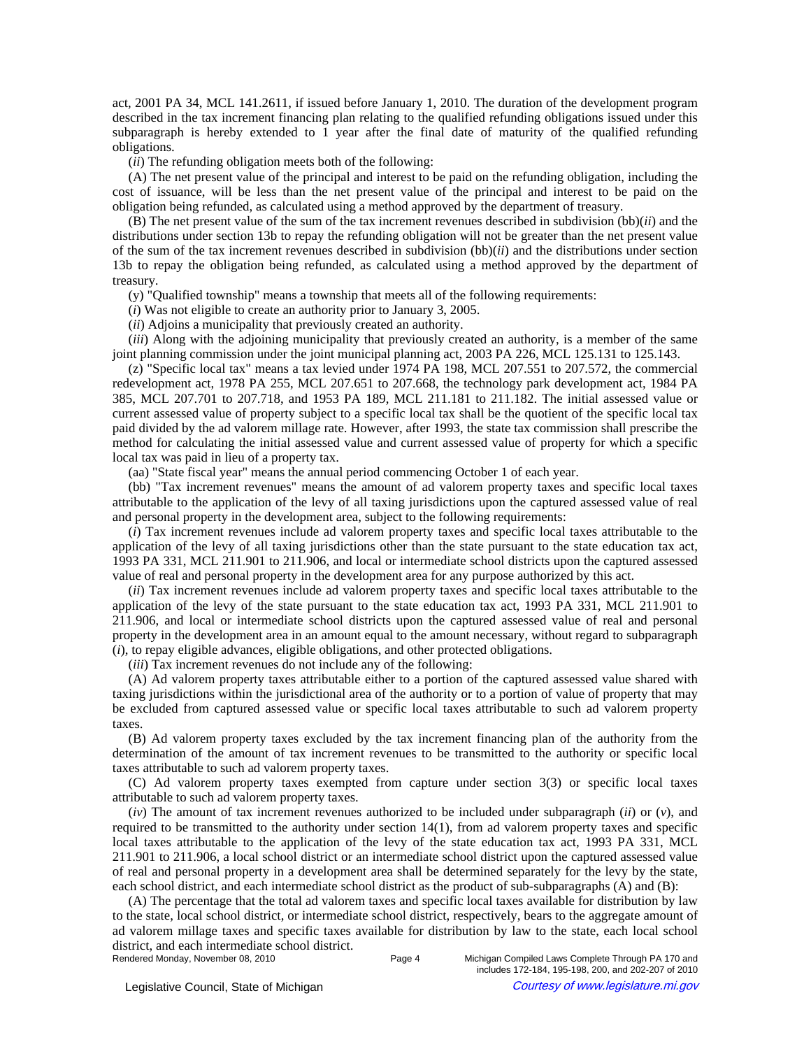act, 2001 PA 34, MCL 141.2611, if issued before January 1, 2010. The duration of the development program described in the tax increment financing plan relating to the qualified refunding obligations issued under this subparagraph is hereby extended to 1 year after the final date of maturity of the qualified refunding obligations.

(*ii*) The refunding obligation meets both of the following:

(A) The net present value of the principal and interest to be paid on the refunding obligation, including the cost of issuance, will be less than the net present value of the principal and interest to be paid on the obligation being refunded, as calculated using a method approved by the department of treasury.

(B) The net present value of the sum of the tax increment revenues described in subdivision (bb)(*ii*) and the distributions under section 13b to repay the refunding obligation will not be greater than the net present value of the sum of the tax increment revenues described in subdivision (bb)(*ii*) and the distributions under section 13b to repay the obligation being refunded, as calculated using a method approved by the department of treasury.

(y) "Qualified township" means a township that meets all of the following requirements:

(*i*) Was not eligible to create an authority prior to January 3, 2005.

(*ii*) Adjoins a municipality that previously created an authority.

(*iii*) Along with the adjoining municipality that previously created an authority, is a member of the same joint planning commission under the joint municipal planning act, 2003 PA 226, MCL 125.131 to 125.143.

(z) "Specific local tax" means a tax levied under 1974 PA 198, MCL 207.551 to 207.572, the commercial redevelopment act, 1978 PA 255, MCL 207.651 to 207.668, the technology park development act, 1984 PA 385, MCL 207.701 to 207.718, and 1953 PA 189, MCL 211.181 to 211.182. The initial assessed value or current assessed value of property subject to a specific local tax shall be the quotient of the specific local tax paid divided by the ad valorem millage rate. However, after 1993, the state tax commission shall prescribe the method for calculating the initial assessed value and current assessed value of property for which a specific local tax was paid in lieu of a property tax.

(aa) "State fiscal year" means the annual period commencing October 1 of each year.

(bb) "Tax increment revenues" means the amount of ad valorem property taxes and specific local taxes attributable to the application of the levy of all taxing jurisdictions upon the captured assessed value of real and personal property in the development area, subject to the following requirements:

(*i*) Tax increment revenues include ad valorem property taxes and specific local taxes attributable to the application of the levy of all taxing jurisdictions other than the state pursuant to the state education tax act, 1993 PA 331, MCL 211.901 to 211.906, and local or intermediate school districts upon the captured assessed value of real and personal property in the development area for any purpose authorized by this act.

(*ii*) Tax increment revenues include ad valorem property taxes and specific local taxes attributable to the application of the levy of the state pursuant to the state education tax act, 1993 PA 331, MCL 211.901 to 211.906, and local or intermediate school districts upon the captured assessed value of real and personal property in the development area in an amount equal to the amount necessary, without regard to subparagraph (*i*), to repay eligible advances, eligible obligations, and other protected obligations.

(*iii*) Tax increment revenues do not include any of the following:

(A) Ad valorem property taxes attributable either to a portion of the captured assessed value shared with taxing jurisdictions within the jurisdictional area of the authority or to a portion of value of property that may be excluded from captured assessed value or specific local taxes attributable to such ad valorem property taxes.

(B) Ad valorem property taxes excluded by the tax increment financing plan of the authority from the determination of the amount of tax increment revenues to be transmitted to the authority or specific local taxes attributable to such ad valorem property taxes.

(C) Ad valorem property taxes exempted from capture under section 3(3) or specific local taxes attributable to such ad valorem property taxes.

(*iv*) The amount of tax increment revenues authorized to be included under subparagraph (*ii*) or (*v*), and required to be transmitted to the authority under section 14(1), from ad valorem property taxes and specific local taxes attributable to the application of the levy of the state education tax act, 1993 PA 331, MCL 211.901 to 211.906, a local school district or an intermediate school district upon the captured assessed value of real and personal property in a development area shall be determined separately for the levy by the state, each school district, and each intermediate school district as the product of sub-subparagraphs (A) and (B):

(A) The percentage that the total ad valorem taxes and specific local taxes available for distribution by law to the state, local school district, or intermediate school district, respectively, bears to the aggregate amount of ad valorem millage taxes and specific taxes available for distribution by law to the state, each local school district, and each intermediate school district.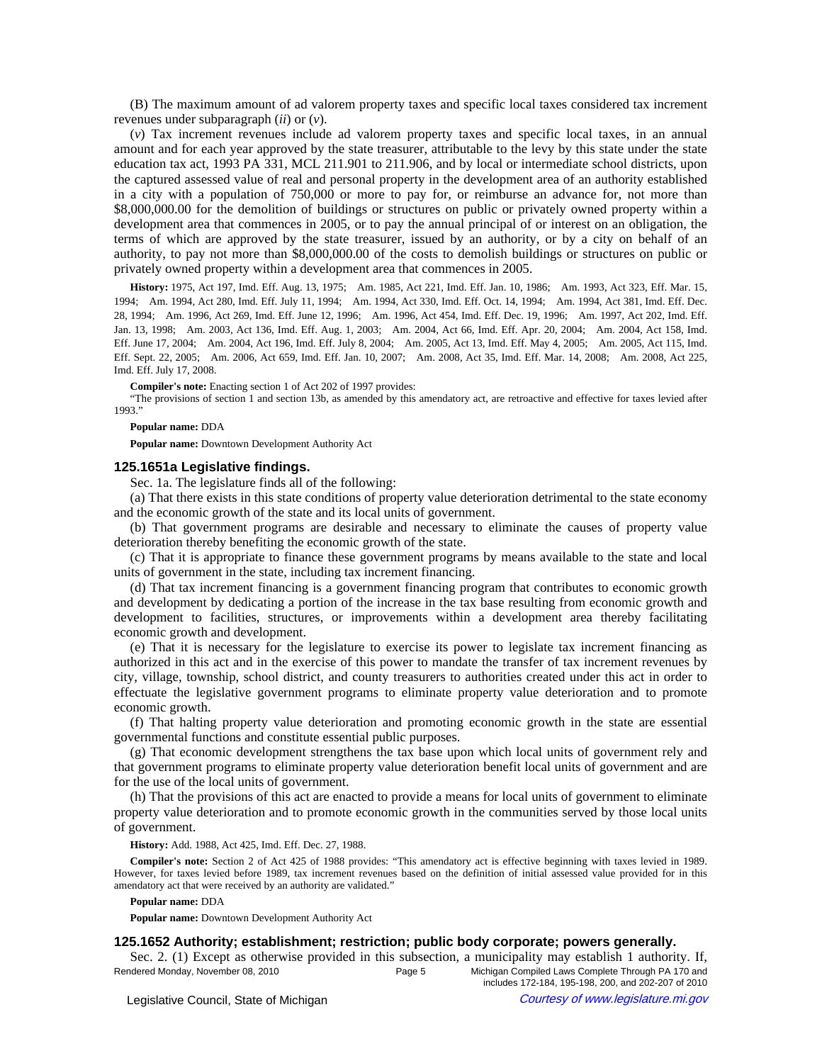(B) The maximum amount of ad valorem property taxes and specific local taxes considered tax increment revenues under subparagraph (*ii*) or (*v*).

(*v*) Tax increment revenues include ad valorem property taxes and specific local taxes, in an annual amount and for each year approved by the state treasurer, attributable to the levy by this state under the state education tax act, 1993 PA 331, MCL 211.901 to 211.906, and by local or intermediate school districts, upon the captured assessed value of real and personal property in the development area of an authority established in a city with a population of 750,000 or more to pay for, or reimburse an advance for, not more than $8,000,000.00 for the demolition of buildings or structures on public or privately owned property within a development area that commences in 2005, or to pay the annual principal of or interest on an obligation, the terms of which are approved by the state treasurer, issued by an authority, or by a city on behalf of an authority, to pay not more than $8,000,000.00 of the costs to demolish buildings or structures on public or privately owned property within a development area that commences in 2005.

**History:** 1975, Act 197, Imd. Eff. Aug. 13, 1975;—Am. 1985, Act 221, Imd. Eff. Jan. 10, 1986;—Am. 1993, Act 323, Eff. Mar. 15, 1994;—Am. 1994, Act 280, Imd. Eff. July 11, 1994;—Am. 1994, Act 330, Imd. Eff. Oct. 14, 1994;—Am. 1994, Act 381, Imd. Eff. Dec. 28, 1994;—Am. 1996, Act 269, Imd. Eff. June 12, 1996;—Am. 1996, Act 454, Imd. Eff. Dec. 19, 1996;—Am. 1997, Act 202, Imd. Eff. Jan. 13, 1998;—Am. 2003, Act 136, Imd. Eff. Aug. 1, 2003;—Am. 2004, Act 66, Imd. Eff. Apr. 20, 2004;—Am. 2004, Act 158, Imd. Eff. June 17, 2004;—Am. 2004, Act 196, Imd. Eff. July 8, 2004;—Am. 2005, Act 13, Imd. Eff. May 4, 2005;—Am. 2005, Act 115, Imd. Eff. Sept. 22, 2005;—Am. 2006, Act 659, Imd. Eff. Jan. 10, 2007;—Am. 2008, Act 35, Imd. Eff. Mar. 14, 2008;—Am. 2008, Act 225, Imd. Eff. July 17, 2008.

**Compiler's note:** Enacting section 1 of Act 202 of 1997 provides:

"The provisions of section 1 and section 13b, as amended by this amendatory act, are retroactive and effective for taxes levied after 1993."

**Popular name:** DDA

**Popular name:** Downtown Development Authority Act

### 125.1651a Legislative findings.

Sec. 1a. The legislature finds all of the following:

(a) That there exists in this state conditions of property value deterioration detrimental to the state economy and the economic growth of the state and its local units of government.

(b) That government programs are desirable and necessary to eliminate the causes of property value deterioration thereby benefiting the economic growth of the state.

(c) That it is appropriate to finance these government programs by means available to the state and local units of government in the state, including tax increment financing.

(d) That tax increment financing is a government financing program that contributes to economic growth and development by dedicating a portion of the increase in the tax base resulting from economic growth and development to facilities, structures, or improvements within a development area thereby facilitating economic growth and development.

(e) That it is necessary for the legislature to exercise its power to legislate tax increment financing as authorized in this act and in the exercise of this power to mandate the transfer of tax increment revenues by city, village, township, school district, and county treasurers to authorities created under this act in order to effectuate the legislative government programs to eliminate property value deterioration and to promote economic growth.

(f) That halting property value deterioration and promoting economic growth in the state are essential governmental functions and constitute essential public purposes.

(g) That economic development strengthens the tax base upon which local units of government rely and that government programs to eliminate property value deterioration benefit local units of government and are for the use of the local units of government.

(h) That the provisions of this act are enacted to provide a means for local units of government to eliminate property value deterioration and to promote economic growth in the communities served by those local units of government.

**History:** Add. 1988, Act 425, Imd. Eff. Dec. 27, 1988.

**Compiler's note:** Section 2 of Act 425 of 1988 provides: "This amendatory act is effective beginning with taxes levied in 1989. However, for taxes levied before 1989, tax increment revenues based on the definition of initial assessed value provided for in this amendatory act that were received by an authority are validated."

**Popular name:** DDA

**Popular name:** Downtown Development Authority Act

### 125.1652 Authority; establishment; restriction; public body corporate; powers generally.

Sec. 2. (1) Except as otherwise provided in this subsection, a municipality may establish 1 authority. If,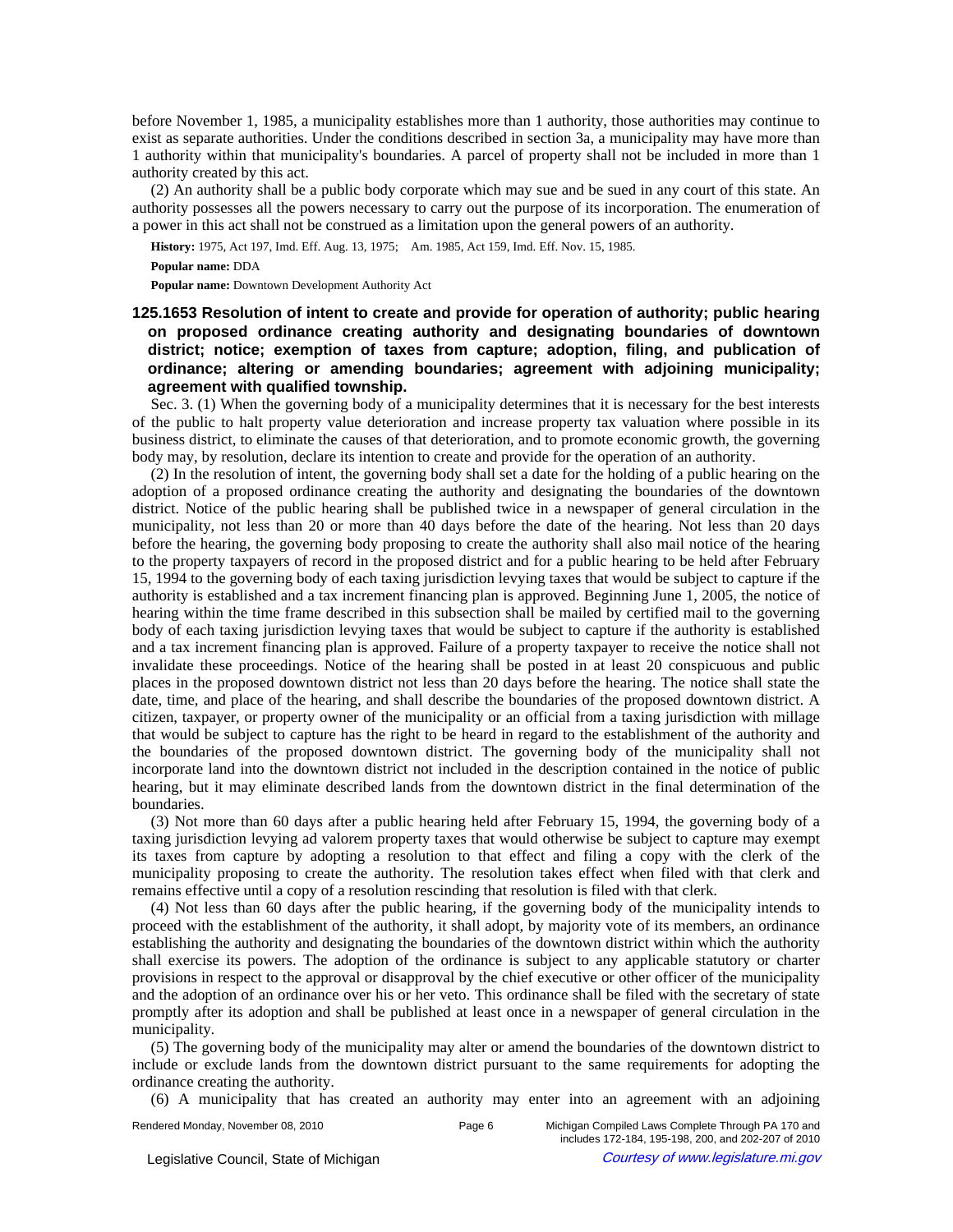before November 1, 1985, a municipality establishes more than 1 authority, those authorities may continue to exist as separate authorities. Under the conditions described in section 3a, a municipality may have more than 1 authority within that municipality's boundaries. A parcel of property shall not be included in more than 1 authority created by this act.

(2) An authority shall be a public body corporate which may sue and be sued in any court of this state. An authority possesses all the powers necessary to carry out the purpose of its incorporation. The enumeration of a power in this act shall not be construed as a limitation upon the general powers of an authority.

**History:** 1975, Act 197, Imd. Eff. Aug. 13, 1975; Am. 1985, Act 159, Imd. Eff. Nov. 15, 1985.

**Popular name:** DDA

**Popular name:** Downtown Development Authority Act

### 125.1653 Resolution of intent to create and provide for operation of authority; public hearing on proposed ordinance creating authority and designating boundaries of downtown district; notice; exemption of taxes from capture; adoption, filing, and publication of ordinance; altering or amending boundaries; agreement with adjoining municipality; agreement with qualified township.

Sec. 3. (1) When the governing body of a municipality determines that it is necessary for the best interests of the public to halt property value deterioration and increase property tax valuation where possible in its business district, to eliminate the causes of that deterioration, and to promote economic growth, the governing body may, by resolution, declare its intention to create and provide for the operation of an authority.

(2) In the resolution of intent, the governing body shall set a date for the holding of a public hearing on the adoption of a proposed ordinance creating the authority and designating the boundaries of the downtown district. Notice of the public hearing shall be published twice in a newspaper of general circulation in the municipality, not less than 20 or more than 40 days before the date of the hearing. Not less than 20 days before the hearing, the governing body proposing to create the authority shall also mail notice of the hearing to the property taxpayers of record in the proposed district and for a public hearing to be held after February 15, 1994 to the governing body of each taxing jurisdiction levying taxes that would be subject to capture if the authority is established and a tax increment financing plan is approved. Beginning June 1, 2005, the notice of hearing within the time frame described in this subsection shall be mailed by certified mail to the governing body of each taxing jurisdiction levying taxes that would be subject to capture if the authority is established and a tax increment financing plan is approved. Failure of a property taxpayer to receive the notice shall not invalidate these proceedings. Notice of the hearing shall be posted in at least 20 conspicuous and public places in the proposed downtown district not less than 20 days before the hearing. The notice shall state the date, time, and place of the hearing, and shall describe the boundaries of the proposed downtown district. A citizen, taxpayer, or property owner of the municipality or an official from a taxing jurisdiction with millage that would be subject to capture has the right to be heard in regard to the establishment of the authority and the boundaries of the proposed downtown district. The governing body of the municipality shall not incorporate land into the downtown district not included in the description contained in the notice of public hearing, but it may eliminate described lands from the downtown district in the final determination of the boundaries.

(3) Not more than 60 days after a public hearing held after February 15, 1994, the governing body of a taxing jurisdiction levying ad valorem property taxes that would otherwise be subject to capture may exempt its taxes from capture by adopting a resolution to that effect and filing a copy with the clerk of the municipality proposing to create the authority. The resolution takes effect when filed with that clerk and remains effective until a copy of a resolution rescinding that resolution is filed with that clerk.

(4) Not less than 60 days after the public hearing, if the governing body of the municipality intends to proceed with the establishment of the authority, it shall adopt, by majority vote of its members, an ordinance establishing the authority and designating the boundaries of the downtown district within which the authority shall exercise its powers. The adoption of the ordinance is subject to any applicable statutory or charter provisions in respect to the approval or disapproval by the chief executive or other officer of the municipality and the adoption of an ordinance over his or her veto. This ordinance shall be filed with the secretary of state promptly after its adoption and shall be published at least once in a newspaper of general circulation in the municipality.

(5) The governing body of the municipality may alter or amend the boundaries of the downtown district to include or exclude lands from the downtown district pursuant to the same requirements for adopting the ordinance creating the authority.

(6) A municipality that has created an authority may enter into an agreement with an adjoining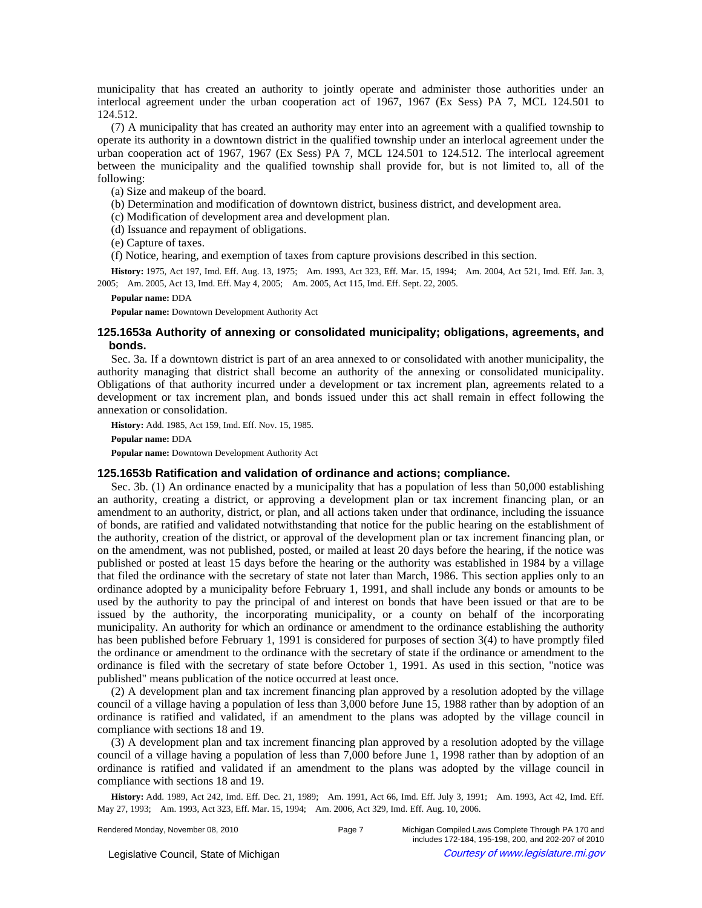municipality that has created an authority to jointly operate and administer those authorities under an interlocal agreement under the urban cooperation act of 1967, 1967 (Ex Sess) PA 7, MCL 124.501 to 124.512.

(7) A municipality that has created an authority may enter into an agreement with a qualified township to operate its authority in a downtown district in the qualified township under an interlocal agreement under the urban cooperation act of 1967, 1967 (Ex Sess) PA 7, MCL 124.501 to 124.512. The interlocal agreement between the municipality and the qualified township shall provide for, but is not limited to, all of the following:

(a) Size and makeup of the board.

(b) Determination and modification of downtown district, business district, and development area.

(c) Modification of development area and development plan.

(d) Issuance and repayment of obligations.

(e) Capture of taxes.

(f) Notice, hearing, and exemption of taxes from capture provisions described in this section.

**History:** 1975, Act 197, Imd. Eff. Aug. 13, 1975; Am. 1993, Act 323, Eff. Mar. 15, 1994; Am. 2004, Act 521, Imd. Eff. Jan. 3, 2005; Am. 2005, Act 13, Imd. Eff. May 4, 2005; Am. 2005, Act 115, Imd. Eff. Sept. 22, 2005.

**Popular name:** DDA

**Popular name:** Downtown Development Authority Act

### 125.1653a Authority of annexing or consolidated municipality; obligations, agreements, and bonds.

Sec. 3a. If a downtown district is part of an area annexed to or consolidated with another municipality, the authority managing that district shall become an authority of the annexing or consolidated municipality. Obligations of that authority incurred under a development or tax increment plan, agreements related to a development or tax increment plan, and bonds issued under this act shall remain in effect following the annexation or consolidation.

**History:** Add. 1985, Act 159, Imd. Eff. Nov. 15, 1985.

**Popular name:** DDA

**Popular name:** Downtown Development Authority Act

### 125.1653b Ratification and validation of ordinance and actions; compliance.

Sec. 3b. (1) An ordinance enacted by a municipality that has a population of less than 50,000 establishing an authority, creating a district, or approving a development plan or tax increment financing plan, or an amendment to an authority, district, or plan, and all actions taken under that ordinance, including the issuance of bonds, are ratified and validated notwithstanding that notice for the public hearing on the establishment of the authority, creation of the district, or approval of the development plan or tax increment financing plan, or on the amendment, was not published, posted, or mailed at least 20 days before the hearing, if the notice was published or posted at least 15 days before the hearing or the authority was established in 1984 by a village that filed the ordinance with the secretary of state not later than March, 1986. This section applies only to an ordinance adopted by a municipality before February 1, 1991, and shall include any bonds or amounts to be used by the authority to pay the principal of and interest on bonds that have been issued or that are to be issued by the authority, the incorporating municipality, or a county on behalf of the incorporating municipality. An authority for which an ordinance or amendment to the ordinance establishing the authority has been published before February 1, 1991 is considered for purposes of section 3(4) to have promptly filed the ordinance or amendment to the ordinance with the secretary of state if the ordinance or amendment to the ordinance is filed with the secretary of state before October 1, 1991. As used in this section, "notice was published" means publication of the notice occurred at least once.

(2) A development plan and tax increment financing plan approved by a resolution adopted by the village council of a village having a population of less than 3,000 before June 15, 1988 rather than by adoption of an ordinance is ratified and validated, if an amendment to the plans was adopted by the village council in compliance with sections 18 and 19.

(3) A development plan and tax increment financing plan approved by a resolution adopted by the village council of a village having a population of less than 7,000 before June 1, 1998 rather than by adoption of an ordinance is ratified and validated if an amendment to the plans was adopted by the village council in compliance with sections 18 and 19.

**History:** Add. 1989, Act 242, Imd. Eff. Dec. 21, 1989; Am. 1991, Act 66, Imd. Eff. July 3, 1991; Am. 1993, Act 42, Imd. Eff. May 27, 1993; Am. 1993, Act 323, Eff. Mar. 15, 1994; Am. 2006, Act 329, Imd. Eff. Aug. 10, 2006.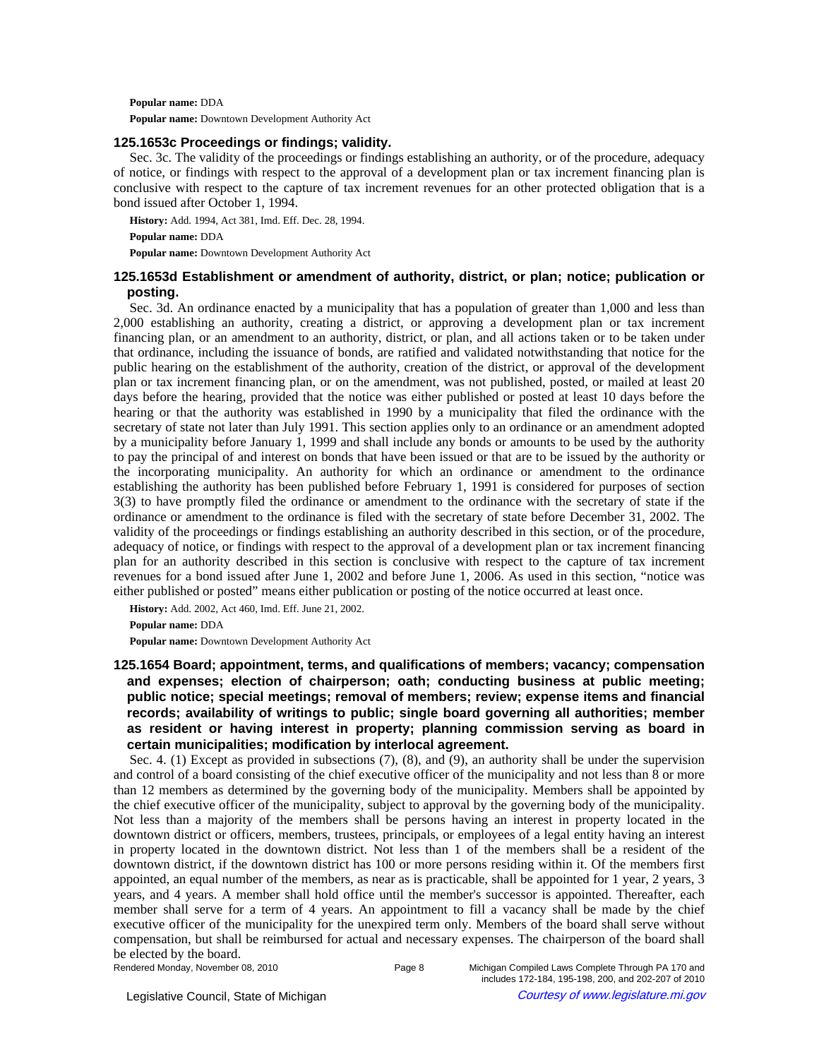**Popular name:** DDA

**Popular name:** Downtown Development Authority Act

### 125.1653c Proceedings or findings; validity.

Sec. 3c. The validity of the proceedings or findings establishing an authority, or of the procedure, adequacy of notice, or findings with respect to the approval of a development plan or tax increment financing plan is conclusive with respect to the capture of tax increment revenues for an other protected obligation that is a bond issued after October 1, 1994.

**History:** Add. 1994, Act 381, Imd. Eff. Dec. 28, 1994.

**Popular name:** DDA

**Popular name:** Downtown Development Authority Act

### 125.1653d Establishment or amendment of authority, district, or plan; notice; publication or posting.

Sec. 3d. An ordinance enacted by a municipality that has a population of greater than 1,000 and less than 2,000 establishing an authority, creating a district, or approving a development plan or tax increment financing plan, or an amendment to an authority, district, or plan, and all actions taken or to be taken under that ordinance, including the issuance of bonds, are ratified and validated notwithstanding that notice for the public hearing on the establishment of the authority, creation of the district, or approval of the development plan or tax increment financing plan, or on the amendment, was not published, posted, or mailed at least 20 days before the hearing, provided that the notice was either published or posted at least 10 days before the hearing or that the authority was established in 1990 by a municipality that filed the ordinance with the secretary of state not later than July 1991. This section applies only to an ordinance or an amendment adopted by a municipality before January 1, 1999 and shall include any bonds or amounts to be used by the authority to pay the principal of and interest on bonds that have been issued or that are to be issued by the authority or the incorporating municipality. An authority for which an ordinance or amendment to the ordinance establishing the authority has been published before February 1, 1991 is considered for purposes of section 3(3) to have promptly filed the ordinance or amendment to the ordinance with the secretary of state if the ordinance or amendment to the ordinance is filed with the secretary of state before December 31, 2002. The validity of the proceedings or findings establishing an authority described in this section, or of the procedure, adequacy of notice, or findings with respect to the approval of a development plan or tax increment financing plan for an authority described in this section is conclusive with respect to the capture of tax increment revenues for a bond issued after June 1, 2002 and before June 1, 2006. As used in this section, "notice was either published or posted" means either publication or posting of the notice occurred at least once.

**History:** Add. 2002, Act 460, Imd. Eff. June 21, 2002.

**Popular name:** DDA

**Popular name:** Downtown Development Authority Act

### 125.1654 Board; appointment, terms, and qualifications of members; vacancy; compensation and expenses; election of chairperson; oath; conducting business at public meeting; public notice; special meetings; removal of members; review; expense items and financial records; availability of writings to public; single board governing all authorities; member as resident or having interest in property; planning commission serving as board in certain municipalities; modification by interlocal agreement.

Sec. 4. (1) Except as provided in subsections (7), (8), and (9), an authority shall be under the supervision and control of a board consisting of the chief executive officer of the municipality and not less than 8 or more than 12 members as determined by the governing body of the municipality. Members shall be appointed by the chief executive officer of the municipality, subject to approval by the governing body of the municipality. Not less than a majority of the members shall be persons having an interest in property located in the downtown district or officers, members, trustees, principals, or employees of a legal entity having an interest in property located in the downtown district. Not less than 1 of the members shall be a resident of the downtown district, if the downtown district has 100 or more persons residing within it. Of the members first appointed, an equal number of the members, as near as is practicable, shall be appointed for 1 year, 2 years, 3 years, and 4 years. A member shall hold office until the member's successor is appointed. Thereafter, each member shall serve for a term of 4 years. An appointment to fill a vacancy shall be made by the chief executive officer of the municipality for the unexpired term only. Members of the board shall serve without compensation, but shall be reimbursed for actual and necessary expenses. The chairperson of the board shall be elected by the board.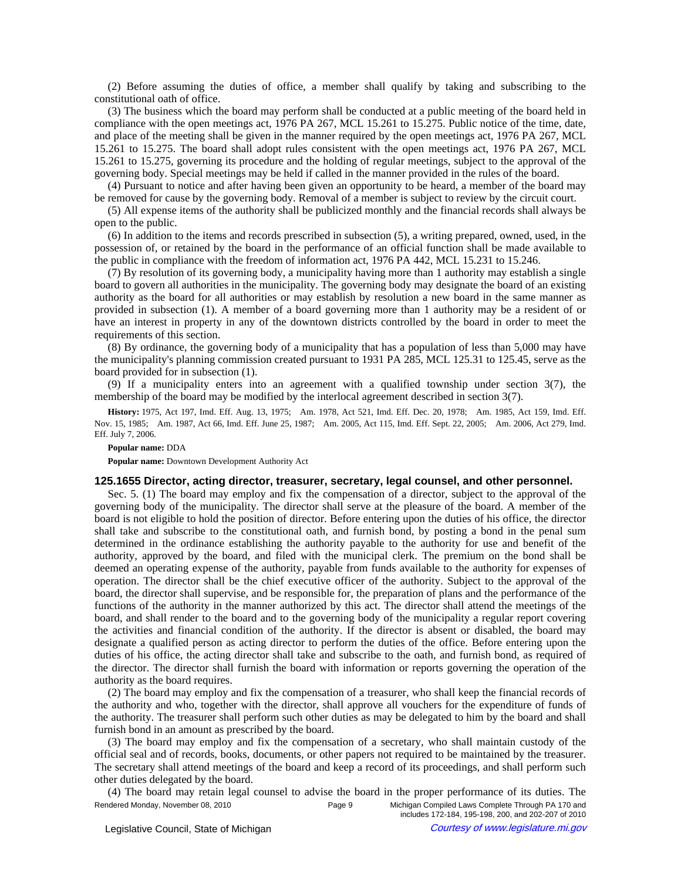(2) Before assuming the duties of office, a member shall qualify by taking and subscribing to the constitutional oath of office.

(3) The business which the board may perform shall be conducted at a public meeting of the board held in compliance with the open meetings act, 1976 PA 267, MCL 15.261 to 15.275. Public notice of the time, date, and place of the meeting shall be given in the manner required by the open meetings act, 1976 PA 267, MCL 15.261 to 15.275. The board shall adopt rules consistent with the open meetings act, 1976 PA 267, MCL 15.261 to 15.275, governing its procedure and the holding of regular meetings, subject to the approval of the governing body. Special meetings may be held if called in the manner provided in the rules of the board.

(4) Pursuant to notice and after having been given an opportunity to be heard, a member of the board may be removed for cause by the governing body. Removal of a member is subject to review by the circuit court.

(5) All expense items of the authority shall be publicized monthly and the financial records shall always be open to the public.

(6) In addition to the items and records prescribed in subsection (5), a writing prepared, owned, used, in the possession of, or retained by the board in the performance of an official function shall be made available to the public in compliance with the freedom of information act, 1976 PA 442, MCL 15.231 to 15.246.

(7) By resolution of its governing body, a municipality having more than 1 authority may establish a single board to govern all authorities in the municipality. The governing body may designate the board of an existing authority as the board for all authorities or may establish by resolution a new board in the same manner as provided in subsection (1). A member of a board governing more than 1 authority may be a resident of or have an interest in property in any of the downtown districts controlled by the board in order to meet the requirements of this section.

(8) By ordinance, the governing body of a municipality that has a population of less than 5,000 may have the municipality's planning commission created pursuant to 1931 PA 285, MCL 125.31 to 125.45, serve as the board provided for in subsection (1).

(9) If a municipality enters into an agreement with a qualified township under section 3(7), the membership of the board may be modified by the interlocal agreement described in section 3(7).

**History:** 1975, Act 197, Imd. Eff. Aug. 13, 1975; Am. 1978, Act 521, Imd. Eff. Dec. 20, 1978; Am. 1985, Act 159, Imd. Eff. Nov. 15, 1985; Am. 1987, Act 66, Imd. Eff. June 25, 1987; Am. 2005, Act 115, Imd. Eff. Sept. 22, 2005; Am. 2006, Act 279, Imd. Eff. July 7, 2006.

**Popular name:** DDA

**Popular name:** Downtown Development Authority Act

### 125.1655 Director, acting director, treasurer, secretary, legal counsel, and other personnel.

Sec. 5. (1) The board may employ and fix the compensation of a director, subject to the approval of the governing body of the municipality. The director shall serve at the pleasure of the board. A member of the board is not eligible to hold the position of director. Before entering upon the duties of his office, the director shall take and subscribe to the constitutional oath, and furnish bond, by posting a bond in the penal sum determined in the ordinance establishing the authority payable to the authority for use and benefit of the authority, approved by the board, and filed with the municipal clerk. The premium on the bond shall be deemed an operating expense of the authority, payable from funds available to the authority for expenses of operation. The director shall be the chief executive officer of the authority. Subject to the approval of the board, the director shall supervise, and be responsible for, the preparation of plans and the performance of the functions of the authority in the manner authorized by this act. The director shall attend the meetings of the board, and shall render to the board and to the governing body of the municipality a regular report covering the activities and financial condition of the authority. If the director is absent or disabled, the board may designate a qualified person as acting director to perform the duties of the office. Before entering upon the duties of his office, the acting director shall take and subscribe to the oath, and furnish bond, as required of the director. The director shall furnish the board with information or reports governing the operation of the authority as the board requires.

(2) The board may employ and fix the compensation of a treasurer, who shall keep the financial records of the authority and who, together with the director, shall approve all vouchers for the expenditure of funds of the authority. The treasurer shall perform such other duties as may be delegated to him by the board and shall furnish bond in an amount as prescribed by the board.

(3) The board may employ and fix the compensation of a secretary, who shall maintain custody of the official seal and of records, books, documents, or other papers not required to be maintained by the treasurer. The secretary shall attend meetings of the board and keep a record of its proceedings, and shall perform such other duties delegated by the board.

(4) The board may retain legal counsel to advise the board in the proper performance of its duties. The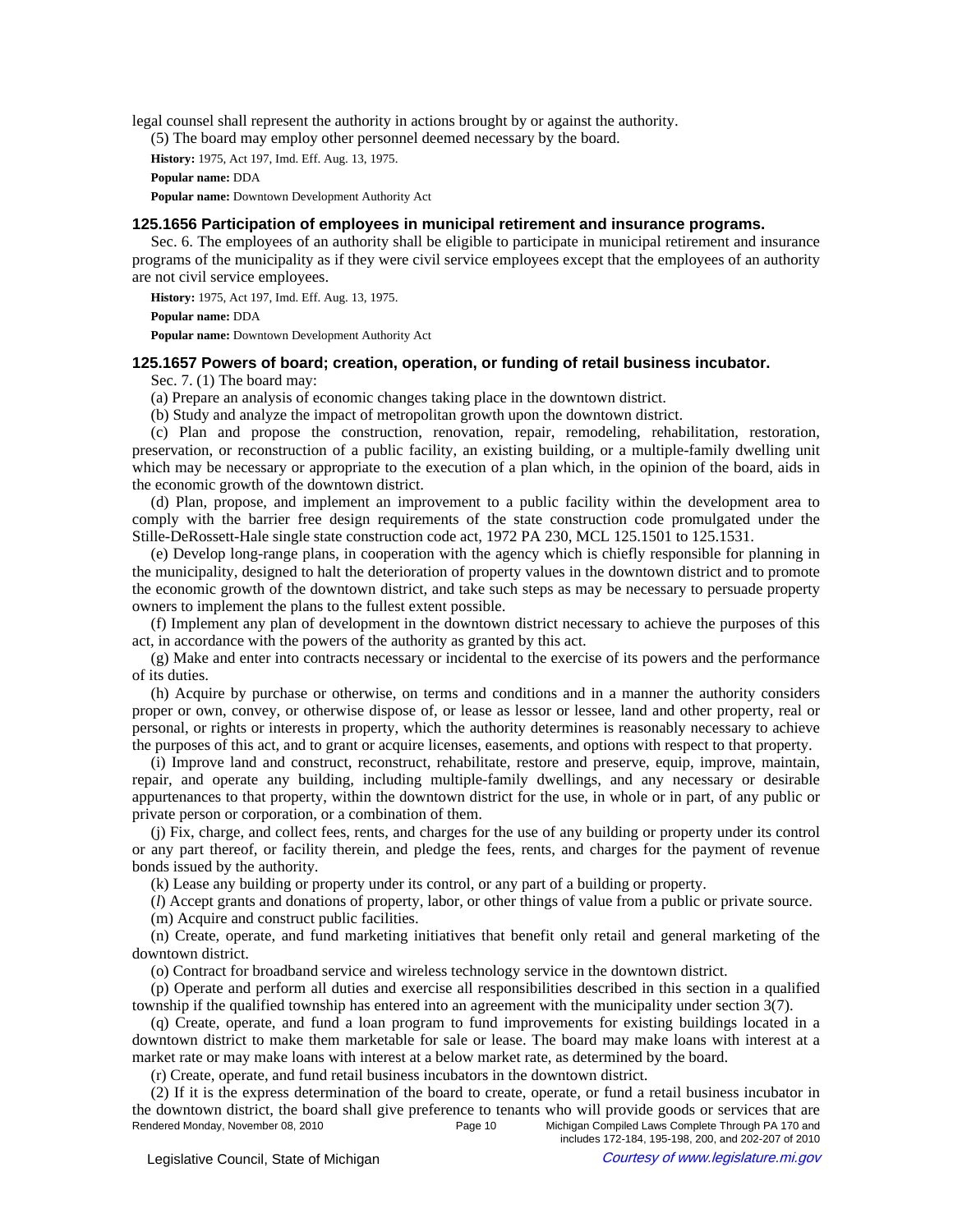legal counsel shall represent the authority in actions brought by or against the authority.

(5) The board may employ other personnel deemed necessary by the board.

**History:** 1975, Act 197, Imd. Eff. Aug. 13, 1975.

**Popular name:** DDA

**Popular name:** Downtown Development Authority Act

### 125.1656 Participation of employees in municipal retirement and insurance programs.

Sec. 6. The employees of an authority shall be eligible to participate in municipal retirement and insurance programs of the municipality as if they were civil service employees except that the employees of an authority are not civil service employees.

**History:** 1975, Act 197, Imd. Eff. Aug. 13, 1975.

**Popular name:** DDA

**Popular name:** Downtown Development Authority Act

### 125.1657 Powers of board; creation, operation, or funding of retail business incubator.

Sec. 7. (1) The board may:

(a) Prepare an analysis of economic changes taking place in the downtown district.

(b) Study and analyze the impact of metropolitan growth upon the downtown district.

(c) Plan and propose the construction, renovation, repair, remodeling, rehabilitation, restoration, preservation, or reconstruction of a public facility, an existing building, or a multiple-family dwelling unit which may be necessary or appropriate to the execution of a plan which, in the opinion of the board, aids in the economic growth of the downtown district.

(d) Plan, propose, and implement an improvement to a public facility within the development area to comply with the barrier free design requirements of the state construction code promulgated under the Stille-DeRossett-Hale single state construction code act, 1972 PA 230, MCL 125.1501 to 125.1531.

(e) Develop long-range plans, in cooperation with the agency which is chiefly responsible for planning in the municipality, designed to halt the deterioration of property values in the downtown district and to promote the economic growth of the downtown district, and take such steps as may be necessary to persuade property owners to implement the plans to the fullest extent possible.

(f) Implement any plan of development in the downtown district necessary to achieve the purposes of this act, in accordance with the powers of the authority as granted by this act.

(g) Make and enter into contracts necessary or incidental to the exercise of its powers and the performance of its duties.

(h) Acquire by purchase or otherwise, on terms and conditions and in a manner the authority considers proper or own, convey, or otherwise dispose of, or lease as lessor or lessee, land and other property, real or personal, or rights or interests in property, which the authority determines is reasonably necessary to achieve the purposes of this act, and to grant or acquire licenses, easements, and options with respect to that property.

(i) Improve land and construct, reconstruct, rehabilitate, restore and preserve, equip, improve, maintain, repair, and operate any building, including multiple-family dwellings, and any necessary or desirable appurtenances to that property, within the downtown district for the use, in whole or in part, of any public or private person or corporation, or a combination of them.

(j) Fix, charge, and collect fees, rents, and charges for the use of any building or property under its control or any part thereof, or facility therein, and pledge the fees, rents, and charges for the payment of revenue bonds issued by the authority.

(k) Lease any building or property under its control, or any part of a building or property.

(*l*) Accept grants and donations of property, labor, or other things of value from a public or private source.

(m) Acquire and construct public facilities.

(n) Create, operate, and fund marketing initiatives that benefit only retail and general marketing of the downtown district.

(o) Contract for broadband service and wireless technology service in the downtown district.

(p) Operate and perform all duties and exercise all responsibilities described in this section in a qualified township if the qualified township has entered into an agreement with the municipality under section 3(7).

(q) Create, operate, and fund a loan program to fund improvements for existing buildings located in a downtown district to make them marketable for sale or lease. The board may make loans with interest at a market rate or may make loans with interest at a below market rate, as determined by the board.

(r) Create, operate, and fund retail business incubators in the downtown district.

(2) If it is the express determination of the board to create, operate, or fund a retail business incubator in the downtown district, the board shall give preference to tenants who will provide goods or services that are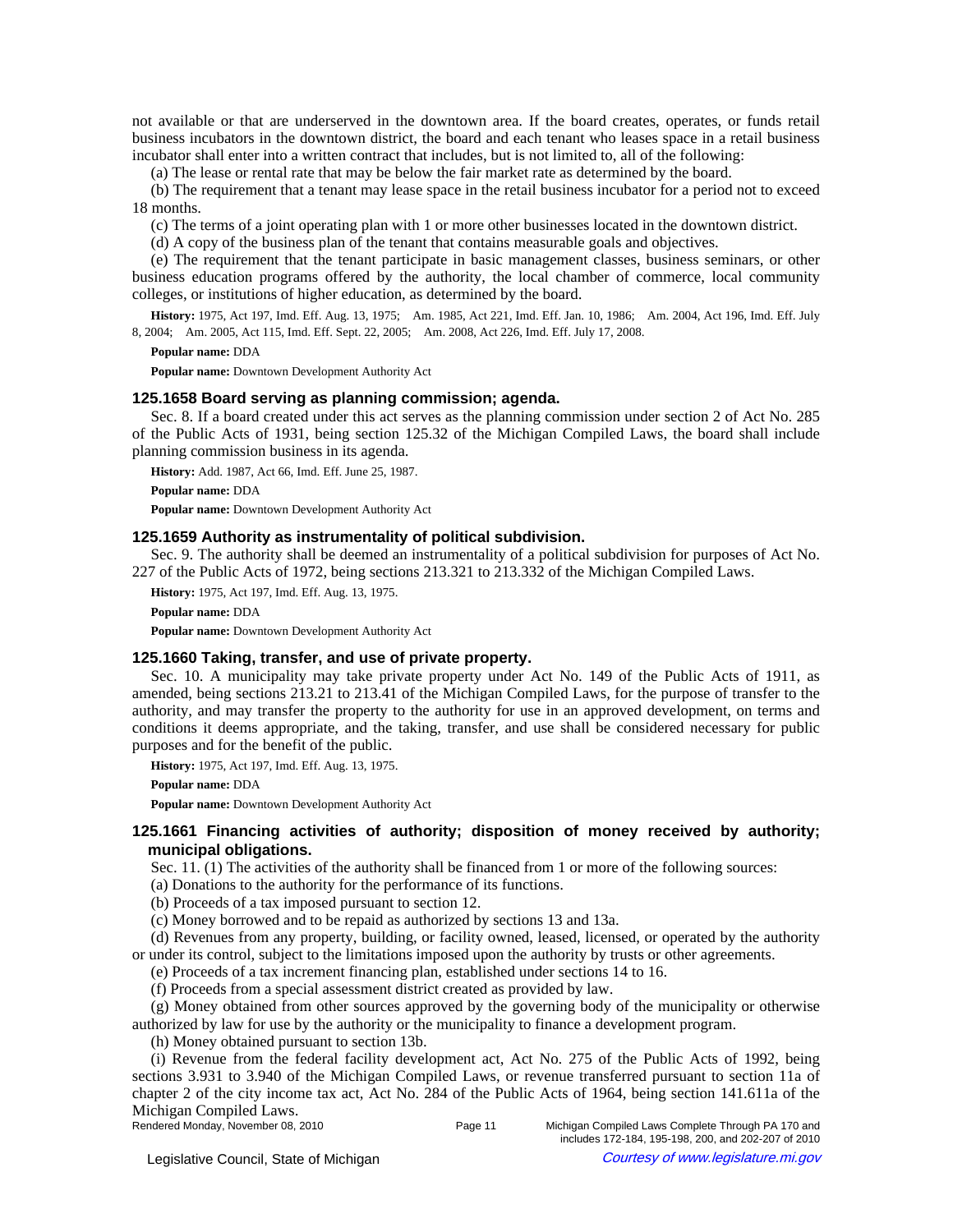not available or that are underserved in the downtown area. If the board creates, operates, or funds retail business incubators in the downtown district, the board and each tenant who leases space in a retail business incubator shall enter into a written contract that includes, but is not limited to, all of the following:

(a) The lease or rental rate that may be below the fair market rate as determined by the board.

(b) The requirement that a tenant may lease space in the retail business incubator for a period not to exceed 18 months.

(c) The terms of a joint operating plan with 1 or more other businesses located in the downtown district.

(d) A copy of the business plan of the tenant that contains measurable goals and objectives.

(e) The requirement that the tenant participate in basic management classes, business seminars, or other business education programs offered by the authority, the local chamber of commerce, local community colleges, or institutions of higher education, as determined by the board.

**History:** 1975, Act 197, Imd. Eff. Aug. 13, 1975; Am. 1985, Act 221, Imd. Eff. Jan. 10, 1986; Am. 2004, Act 196, Imd. Eff. July 8, 2004; Am. 2005, Act 115, Imd. Eff. Sept. 22, 2005; Am. 2008, Act 226, Imd. Eff. July 17, 2008.

**Popular name:** DDA

**Popular name:** Downtown Development Authority Act

### 125.1658 Board serving as planning commission; agenda.

Sec. 8. If a board created under this act serves as the planning commission under section 2 of Act No. 285 of the Public Acts of 1931, being section 125.32 of the Michigan Compiled Laws, the board shall include planning commission business in its agenda.

**History:** Add. 1987, Act 66, Imd. Eff. June 25, 1987.

**Popular name:** DDA

**Popular name:** Downtown Development Authority Act

### 125.1659 Authority as instrumentality of political subdivision.

Sec. 9. The authority shall be deemed an instrumentality of a political subdivision for purposes of Act No. 227 of the Public Acts of 1972, being sections 213.321 to 213.332 of the Michigan Compiled Laws.

**History:** 1975, Act 197, Imd. Eff. Aug. 13, 1975.

**Popular name:** DDA

**Popular name:** Downtown Development Authority Act

### 125.1660 Taking, transfer, and use of private property.

Sec. 10. A municipality may take private property under Act No. 149 of the Public Acts of 1911, as amended, being sections 213.21 to 213.41 of the Michigan Compiled Laws, for the purpose of transfer to the authority, and may transfer the property to the authority for use in an approved development, on terms and conditions it deems appropriate, and the taking, transfer, and use shall be considered necessary for public purposes and for the benefit of the public.

**History:** 1975, Act 197, Imd. Eff. Aug. 13, 1975.

**Popular name:** DDA

**Popular name:** Downtown Development Authority Act

### 125.1661 Financing activities of authority; disposition of money received by authority; municipal obligations.

Sec. 11. (1) The activities of the authority shall be financed from 1 or more of the following sources:

(a) Donations to the authority for the performance of its functions.

(b) Proceeds of a tax imposed pursuant to section 12.

(c) Money borrowed and to be repaid as authorized by sections 13 and 13a.

(d) Revenues from any property, building, or facility owned, leased, licensed, or operated by the authority or under its control, subject to the limitations imposed upon the authority by trusts or other agreements.

(e) Proceeds of a tax increment financing plan, established under sections 14 to 16.

(f) Proceeds from a special assessment district created as provided by law.

(g) Money obtained from other sources approved by the governing body of the municipality or otherwise authorized by law for use by the authority or the municipality to finance a development program.

(h) Money obtained pursuant to section 13b.

(i) Revenue from the federal facility development act, Act No. 275 of the Public Acts of 1992, being sections 3.931 to 3.940 of the Michigan Compiled Laws, or revenue transferred pursuant to section 11a of chapter 2 of the city income tax act, Act No. 284 of the Public Acts of 1964, being section 141.611a of the Michigan Compiled Laws.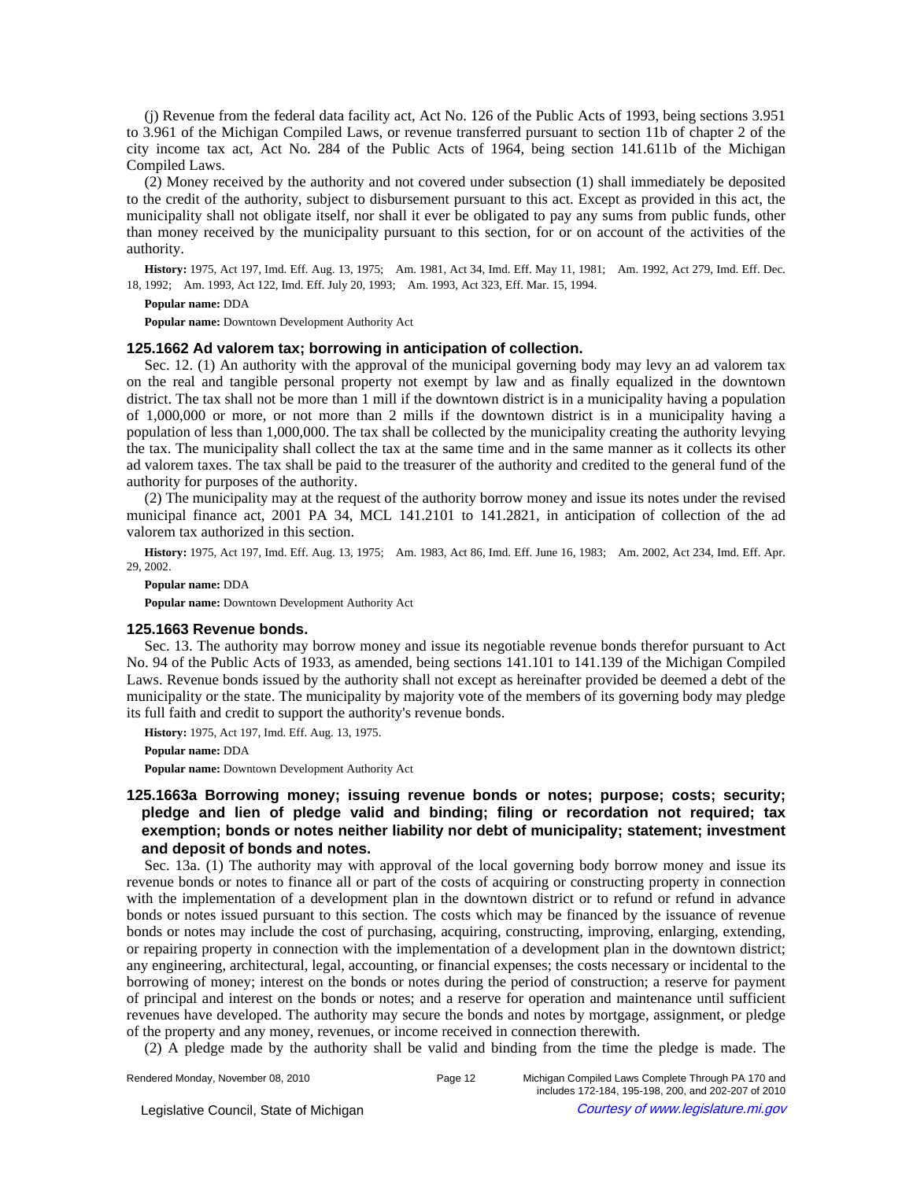(j) Revenue from the federal data facility act, Act No. 126 of the Public Acts of 1993, being sections 3.951 to 3.961 of the Michigan Compiled Laws, or revenue transferred pursuant to section 11b of chapter 2 of the city income tax act, Act No. 284 of the Public Acts of 1964, being section 141.611b of the Michigan Compiled Laws.

(2) Money received by the authority and not covered under subsection (1) shall immediately be deposited to the credit of the authority, subject to disbursement pursuant to this act. Except as provided in this act, the municipality shall not obligate itself, nor shall it ever be obligated to pay any sums from public funds, other than money received by the municipality pursuant to this section, for or on account of the activities of the authority.

**History:** 1975, Act 197, Imd. Eff. Aug. 13, 1975; Am. 1981, Act 34, Imd. Eff. May 11, 1981; Am. 1992, Act 279, Imd. Eff. Dec. 18, 1992; Am. 1993, Act 122, Imd. Eff. July 20, 1993; Am. 1993, Act 323, Eff. Mar. 15, 1994.

**Popular name:** DDA

**Popular name:** Downtown Development Authority Act

### 125.1662 Ad valorem tax; borrowing in anticipation of collection.

Sec. 12. (1) An authority with the approval of the municipal governing body may levy an ad valorem tax on the real and tangible personal property not exempt by law and as finally equalized in the downtown district. The tax shall not be more than 1 mill if the downtown district is in a municipality having a population of 1,000,000 or more, or not more than 2 mills if the downtown district is in a municipality having a population of less than 1,000,000. The tax shall be collected by the municipality creating the authority levying the tax. The municipality shall collect the tax at the same time and in the same manner as it collects its other ad valorem taxes. The tax shall be paid to the treasurer of the authority and credited to the general fund of the authority for purposes of the authority.

(2) The municipality may at the request of the authority borrow money and issue its notes under the revised municipal finance act, 2001 PA 34, MCL 141.2101 to 141.2821, in anticipation of collection of the ad valorem tax authorized in this section.

**History:** 1975, Act 197, Imd. Eff. Aug. 13, 1975; Am. 1983, Act 86, Imd. Eff. June 16, 1983; Am. 2002, Act 234, Imd. Eff. Apr. 29, 2002.

**Popular name:** DDA

**Popular name:** Downtown Development Authority Act

### 125.1663 Revenue bonds.

Sec. 13. The authority may borrow money and issue its negotiable revenue bonds therefor pursuant to Act No. 94 of the Public Acts of 1933, as amended, being sections 141.101 to 141.139 of the Michigan Compiled Laws. Revenue bonds issued by the authority shall not except as hereinafter provided be deemed a debt of the municipality or the state. The municipality by majority vote of the members of its governing body may pledge its full faith and credit to support the authority's revenue bonds.

**History:** 1975, Act 197, Imd. Eff. Aug. 13, 1975.

**Popular name:** DDA

**Popular name:** Downtown Development Authority Act

### 125.1663a Borrowing money; issuing revenue bonds or notes; purpose; costs; security; pledge and lien of pledge valid and binding; filing or recordation not required; tax exemption; bonds or notes neither liability nor debt of municipality; statement; investment and deposit of bonds and notes.

Sec. 13a. (1) The authority may with approval of the local governing body borrow money and issue its revenue bonds or notes to finance all or part of the costs of acquiring or constructing property in connection with the implementation of a development plan in the downtown district or to refund or refund in advance bonds or notes issued pursuant to this section. The costs which may be financed by the issuance of revenue bonds or notes may include the cost of purchasing, acquiring, constructing, improving, enlarging, extending, or repairing property in connection with the implementation of a development plan in the downtown district; any engineering, architectural, legal, accounting, or financial expenses; the costs necessary or incidental to the borrowing of money; interest on the bonds or notes during the period of construction; a reserve for payment of principal and interest on the bonds or notes; and a reserve for operation and maintenance until sufficient revenues have developed. The authority may secure the bonds and notes by mortgage, assignment, or pledge of the property and any money, revenues, or income received in connection therewith.

(2) A pledge made by the authority shall be valid and binding from the time the pledge is made. The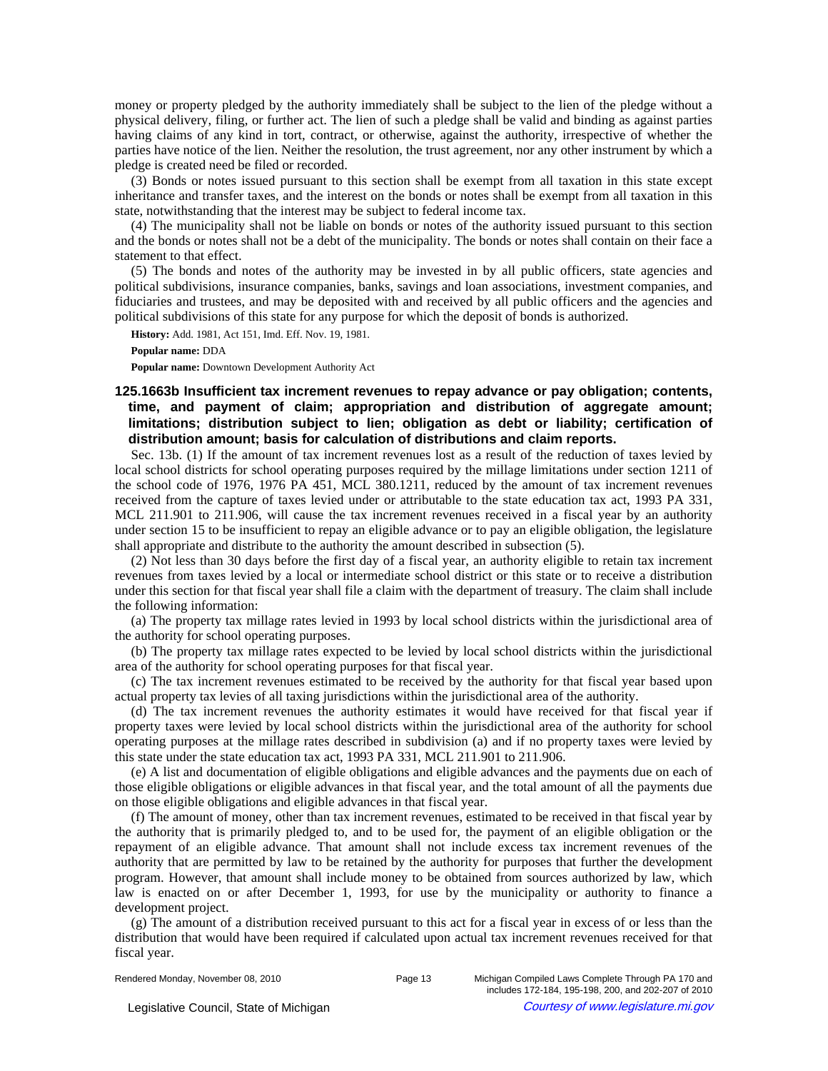money or property pledged by the authority immediately shall be subject to the lien of the pledge without a physical delivery, filing, or further act. The lien of such a pledge shall be valid and binding as against parties having claims of any kind in tort, contract, or otherwise, against the authority, irrespective of whether the parties have notice of the lien. Neither the resolution, the trust agreement, nor any other instrument by which a pledge is created need be filed or recorded.

(3) Bonds or notes issued pursuant to this section shall be exempt from all taxation in this state except inheritance and transfer taxes, and the interest on the bonds or notes shall be exempt from all taxation in this state, notwithstanding that the interest may be subject to federal income tax.

(4) The municipality shall not be liable on bonds or notes of the authority issued pursuant to this section and the bonds or notes shall not be a debt of the municipality. The bonds or notes shall contain on their face a statement to that effect.

(5) The bonds and notes of the authority may be invested in by all public officers, state agencies and political subdivisions, insurance companies, banks, savings and loan associations, investment companies, and fiduciaries and trustees, and may be deposited with and received by all public officers and the agencies and political subdivisions of this state for any purpose for which the deposit of bonds is authorized.

**History:** Add. 1981, Act 151, Imd. Eff. Nov. 19, 1981.

**Popular name:** DDA

**Popular name:** Downtown Development Authority Act

### 125.1663b Insufficient tax increment revenues to repay advance or pay obligation; contents, time, and payment of claim; appropriation and distribution of aggregate amount; limitations; distribution subject to lien; obligation as debt or liability; certification of distribution amount; basis for calculation of distributions and claim reports.

Sec. 13b. (1) If the amount of tax increment revenues lost as a result of the reduction of taxes levied by local school districts for school operating purposes required by the millage limitations under section 1211 of the school code of 1976, 1976 PA 451, MCL 380.1211, reduced by the amount of tax increment revenues received from the capture of taxes levied under or attributable to the state education tax act, 1993 PA 331, MCL 211.901 to 211.906, will cause the tax increment revenues received in a fiscal year by an authority under section 15 to be insufficient to repay an eligible advance or to pay an eligible obligation, the legislature shall appropriate and distribute to the authority the amount described in subsection (5).

(2) Not less than 30 days before the first day of a fiscal year, an authority eligible to retain tax increment revenues from taxes levied by a local or intermediate school district or this state or to receive a distribution under this section for that fiscal year shall file a claim with the department of treasury. The claim shall include the following information:

(a) The property tax millage rates levied in 1993 by local school districts within the jurisdictional area of the authority for school operating purposes.

(b) The property tax millage rates expected to be levied by local school districts within the jurisdictional area of the authority for school operating purposes for that fiscal year.

(c) The tax increment revenues estimated to be received by the authority for that fiscal year based upon actual property tax levies of all taxing jurisdictions within the jurisdictional area of the authority.

(d) The tax increment revenues the authority estimates it would have received for that fiscal year if property taxes were levied by local school districts within the jurisdictional area of the authority for school operating purposes at the millage rates described in subdivision (a) and if no property taxes were levied by this state under the state education tax act, 1993 PA 331, MCL 211.901 to 211.906.

(e) A list and documentation of eligible obligations and eligible advances and the payments due on each of those eligible obligations or eligible advances in that fiscal year, and the total amount of all the payments due on those eligible obligations and eligible advances in that fiscal year.

(f) The amount of money, other than tax increment revenues, estimated to be received in that fiscal year by the authority that is primarily pledged to, and to be used for, the payment of an eligible obligation or the repayment of an eligible advance. That amount shall not include excess tax increment revenues of the authority that are permitted by law to be retained by the authority for purposes that further the development program. However, that amount shall include money to be obtained from sources authorized by law, which law is enacted on or after December 1, 1993, for use by the municipality or authority to finance a development project.

(g) The amount of a distribution received pursuant to this act for a fiscal year in excess of or less than the distribution that would have been required if calculated upon actual tax increment revenues received for that fiscal year.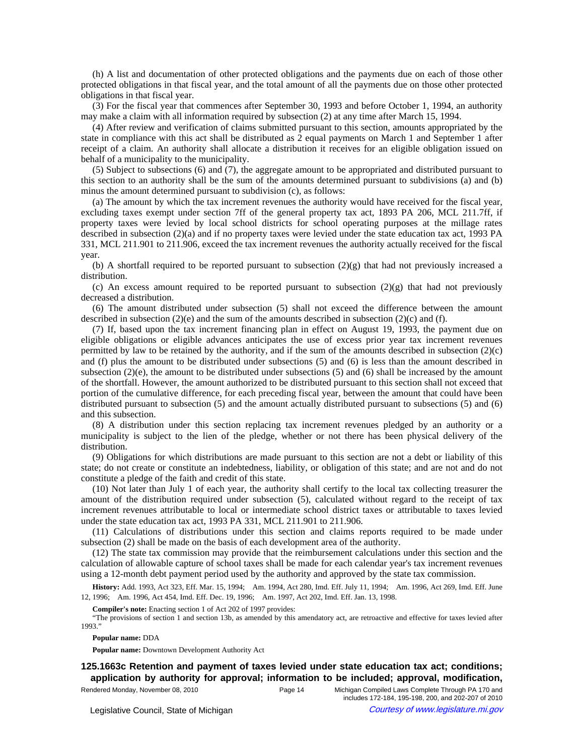(h) A list and documentation of other protected obligations and the payments due on each of those other protected obligations in that fiscal year, and the total amount of all the payments due on those other protected obligations in that fiscal year.

(3) For the fiscal year that commences after September 30, 1993 and before October 1, 1994, an authority may make a claim with all information required by subsection (2) at any time after March 15, 1994.

(4) After review and verification of claims submitted pursuant to this section, amounts appropriated by the state in compliance with this act shall be distributed as 2 equal payments on March 1 and September 1 after receipt of a claim. An authority shall allocate a distribution it receives for an eligible obligation issued on behalf of a municipality to the municipality.

(5) Subject to subsections (6) and (7), the aggregate amount to be appropriated and distributed pursuant to this section to an authority shall be the sum of the amounts determined pursuant to subdivisions (a) and (b) minus the amount determined pursuant to subdivision (c), as follows:

(a) The amount by which the tax increment revenues the authority would have received for the fiscal year, excluding taxes exempt under section 7ff of the general property tax act, 1893 PA 206, MCL 211.7ff, if property taxes were levied by local school districts for school operating purposes at the millage rates described in subsection (2)(a) and if no property taxes were levied under the state education tax act, 1993 PA 331, MCL 211.901 to 211.906, exceed the tax increment revenues the authority actually received for the fiscal year.

(b) A shortfall required to be reported pursuant to subsection (2)(g) that had not previously increased a distribution.

(c) An excess amount required to be reported pursuant to subsection (2)(g) that had not previously decreased a distribution.

(6) The amount distributed under subsection (5) shall not exceed the difference between the amount described in subsection (2)(e) and the sum of the amounts described in subsection (2)(c) and (f).

(7) If, based upon the tax increment financing plan in effect on August 19, 1993, the payment due on eligible obligations or eligible advances anticipates the use of excess prior year tax increment revenues permitted by law to be retained by the authority, and if the sum of the amounts described in subsection (2)(c) and (f) plus the amount to be distributed under subsections (5) and (6) is less than the amount described in subsection (2)(e), the amount to be distributed under subsections (5) and (6) shall be increased by the amount of the shortfall. However, the amount authorized to be distributed pursuant to this section shall not exceed that portion of the cumulative difference, for each preceding fiscal year, between the amount that could have been distributed pursuant to subsection (5) and the amount actually distributed pursuant to subsections (5) and (6) and this subsection.

(8) A distribution under this section replacing tax increment revenues pledged by an authority or a municipality is subject to the lien of the pledge, whether or not there has been physical delivery of the distribution.

(9) Obligations for which distributions are made pursuant to this section are not a debt or liability of this state; do not create or constitute an indebtedness, liability, or obligation of this state; and are not and do not constitute a pledge of the faith and credit of this state.

(10) Not later than July 1 of each year, the authority shall certify to the local tax collecting treasurer the amount of the distribution required under subsection (5), calculated without regard to the receipt of tax increment revenues attributable to local or intermediate school district taxes or attributable to taxes levied under the state education tax act, 1993 PA 331, MCL 211.901 to 211.906.

(11) Calculations of distributions under this section and claims reports required to be made under subsection (2) shall be made on the basis of each development area of the authority.

(12) The state tax commission may provide that the reimbursement calculations under this section and the calculation of allowable capture of school taxes shall be made for each calendar year's tax increment revenues using a 12-month debt payment period used by the authority and approved by the state tax commission.

**History:** Add. 1993, Act 323, Eff. Mar. 15, 1994;—Am. 1994, Act 280, Imd. Eff. July 11, 1994;—Am. 1996, Act 269, Imd. Eff. June 12, 1996;—Am. 1996, Act 454, Imd. Eff. Dec. 19, 1996;—Am. 1997, Act 202, Imd. Eff. Jan. 13, 1998.

**Compiler's note:** Enacting section 1 of Act 202 of 1997 provides:

"The provisions of section 1 and section 13b, as amended by this amendatory act, are retroactive and effective for taxes levied after 1993."

**Popular name:** DDA

**Popular name:** Downtown Development Authority Act

### 125.1663c Retention and payment of taxes levied under state education tax act; conditions; application by authority for approval; information to be included; approval, modification,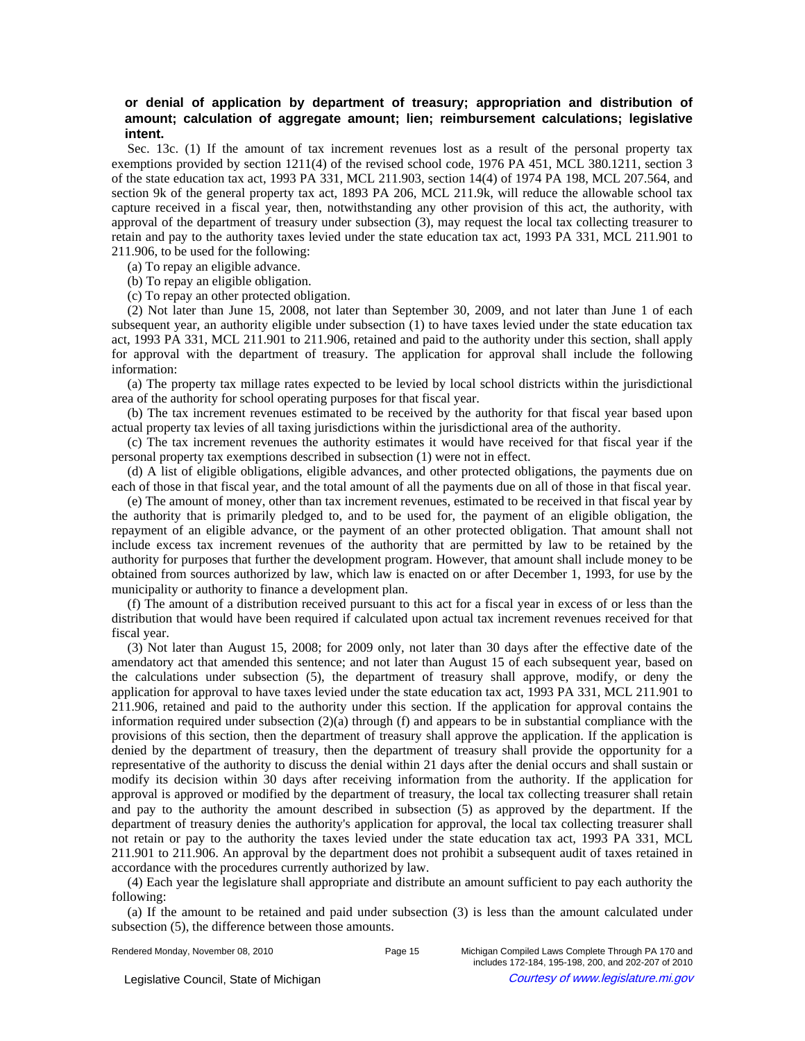**or denial of application by department of treasury; appropriation and distribution of amount; calculation of aggregate amount; lien; reimbursement calculations; legislative intent.**

Sec. 13c. (1) If the amount of tax increment revenues lost as a result of the personal property tax exemptions provided by section 1211(4) of the revised school code, 1976 PA 451, MCL 380.1211, section 3 of the state education tax act, 1993 PA 331, MCL 211.903, section 14(4) of 1974 PA 198, MCL 207.564, and section 9k of the general property tax act, 1893 PA 206, MCL 211.9k, will reduce the allowable school tax capture received in a fiscal year, then, notwithstanding any other provision of this act, the authority, with approval of the department of treasury under subsection (3), may request the local tax collecting treasurer to retain and pay to the authority taxes levied under the state education tax act, 1993 PA 331, MCL 211.901 to 211.906, to be used for the following:

(a) To repay an eligible advance.

(b) To repay an eligible obligation.

(c) To repay an other protected obligation.

(2) Not later than June 15, 2008, not later than September 30, 2009, and not later than June 1 of each subsequent year, an authority eligible under subsection (1) to have taxes levied under the state education tax act, 1993 PA 331, MCL 211.901 to 211.906, retained and paid to the authority under this section, shall apply for approval with the department of treasury. The application for approval shall include the following information:

(a) The property tax millage rates expected to be levied by local school districts within the jurisdictional area of the authority for school operating purposes for that fiscal year.

(b) The tax increment revenues estimated to be received by the authority for that fiscal year based upon actual property tax levies of all taxing jurisdictions within the jurisdictional area of the authority.

(c) The tax increment revenues the authority estimates it would have received for that fiscal year if the personal property tax exemptions described in subsection (1) were not in effect.

(d) A list of eligible obligations, eligible advances, and other protected obligations, the payments due on each of those in that fiscal year, and the total amount of all the payments due on all of those in that fiscal year.

(e) The amount of money, other than tax increment revenues, estimated to be received in that fiscal year by the authority that is primarily pledged to, and to be used for, the payment of an eligible obligation, the repayment of an eligible advance, or the payment of an other protected obligation. That amount shall not include excess tax increment revenues of the authority that are permitted by law to be retained by the authority for purposes that further the development program. However, that amount shall include money to be obtained from sources authorized by law, which law is enacted on or after December 1, 1993, for use by the municipality or authority to finance a development plan.

(f) The amount of a distribution received pursuant to this act for a fiscal year in excess of or less than the distribution that would have been required if calculated upon actual tax increment revenues received for that fiscal year.

(3) Not later than August 15, 2008; for 2009 only, not later than 30 days after the effective date of the amendatory act that amended this sentence; and not later than August 15 of each subsequent year, based on the calculations under subsection (5), the department of treasury shall approve, modify, or deny the application for approval to have taxes levied under the state education tax act, 1993 PA 331, MCL 211.901 to 211.906, retained and paid to the authority under this section. If the application for approval contains the information required under subsection (2)(a) through (f) and appears to be in substantial compliance with the provisions of this section, then the department of treasury shall approve the application. If the application is denied by the department of treasury, then the department of treasury shall provide the opportunity for a representative of the authority to discuss the denial within 21 days after the denial occurs and shall sustain or modify its decision within 30 days after receiving information from the authority. If the application for approval is approved or modified by the department of treasury, the local tax collecting treasurer shall retain and pay to the authority the amount described in subsection (5) as approved by the department. If the department of treasury denies the authority's application for approval, the local tax collecting treasurer shall not retain or pay to the authority the taxes levied under the state education tax act, 1993 PA 331, MCL 211.901 to 211.906. An approval by the department does not prohibit a subsequent audit of taxes retained in accordance with the procedures currently authorized by law.

(4) Each year the legislature shall appropriate and distribute an amount sufficient to pay each authority the following:

(a) If the amount to be retained and paid under subsection (3) is less than the amount calculated under subsection (5), the difference between those amounts.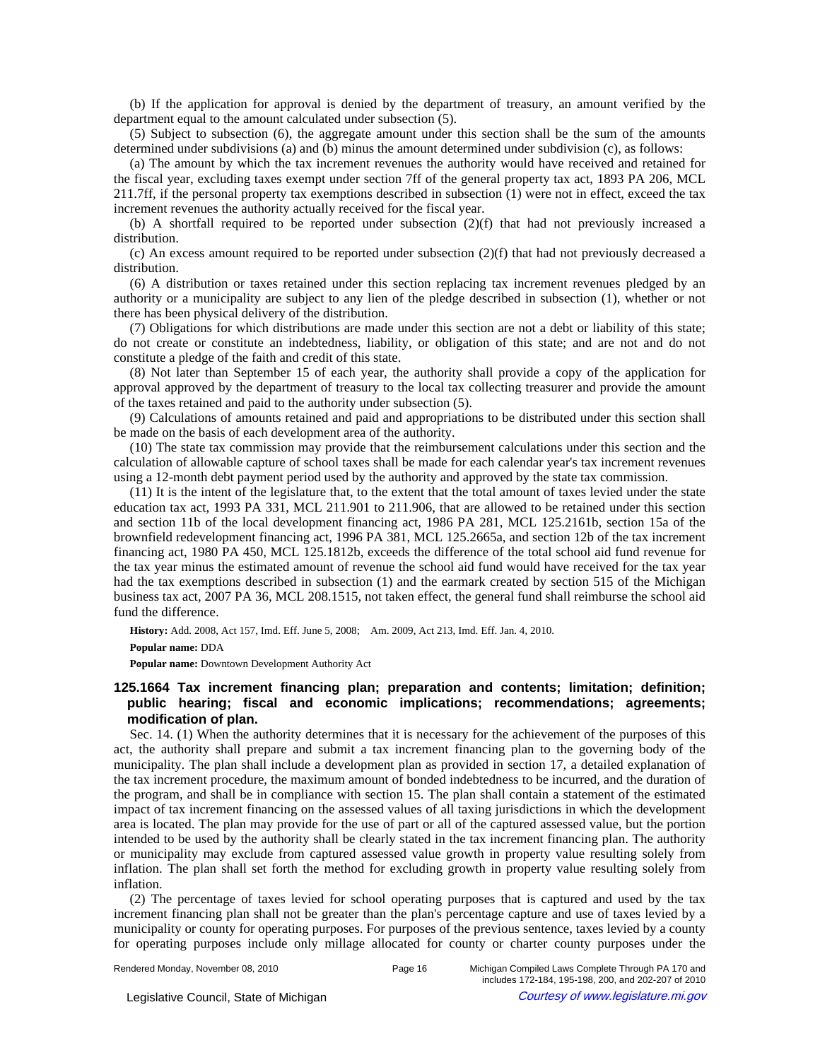(b) If the application for approval is denied by the department of treasury, an amount verified by the department equal to the amount calculated under subsection (5).

(5) Subject to subsection (6), the aggregate amount under this section shall be the sum of the amounts determined under subdivisions (a) and (b) minus the amount determined under subdivision (c), as follows:

(a) The amount by which the tax increment revenues the authority would have received and retained for the fiscal year, excluding taxes exempt under section 7ff of the general property tax act, 1893 PA 206, MCL 211.7ff, if the personal property tax exemptions described in subsection (1) were not in effect, exceed the tax increment revenues the authority actually received for the fiscal year.

(b) A shortfall required to be reported under subsection (2)(f) that had not previously increased a distribution.

(c) An excess amount required to be reported under subsection (2)(f) that had not previously decreased a distribution.

(6) A distribution or taxes retained under this section replacing tax increment revenues pledged by an authority or a municipality are subject to any lien of the pledge described in subsection (1), whether or not there has been physical delivery of the distribution.

(7) Obligations for which distributions are made under this section are not a debt or liability of this state; do not create or constitute an indebtedness, liability, or obligation of this state; and are not and do not constitute a pledge of the faith and credit of this state.

(8) Not later than September 15 of each year, the authority shall provide a copy of the application for approval approved by the department of treasury to the local tax collecting treasurer and provide the amount of the taxes retained and paid to the authority under subsection (5).

(9) Calculations of amounts retained and paid and appropriations to be distributed under this section shall be made on the basis of each development area of the authority.

(10) The state tax commission may provide that the reimbursement calculations under this section and the calculation of allowable capture of school taxes shall be made for each calendar year's tax increment revenues using a 12-month debt payment period used by the authority and approved by the state tax commission.

(11) It is the intent of the legislature that, to the extent that the total amount of taxes levied under the state education tax act, 1993 PA 331, MCL 211.901 to 211.906, that are allowed to be retained under this section and section 11b of the local development financing act, 1986 PA 281, MCL 125.2161b, section 15a of the brownfield redevelopment financing act, 1996 PA 381, MCL 125.2665a, and section 12b of the tax increment financing act, 1980 PA 450, MCL 125.1812b, exceeds the difference of the total school aid fund revenue for the tax year minus the estimated amount of revenue the school aid fund would have received for the tax year had the tax exemptions described in subsection (1) and the earmark created by section 515 of the Michigan business tax act, 2007 PA 36, MCL 208.1515, not taken effect, the general fund shall reimburse the school aid fund the difference.

**History:** Add. 2008, Act 157, Imd. Eff. June 5, 2008; Am. 2009, Act 213, Imd. Eff. Jan. 4, 2010.

**Popular name:** DDA

**Popular name:** Downtown Development Authority Act

### 125.1664 Tax increment financing plan; preparation and contents; limitation; definition; public hearing; fiscal and economic implications; recommendations; agreements; modification of plan.

Sec. 14. (1) When the authority determines that it is necessary for the achievement of the purposes of this act, the authority shall prepare and submit a tax increment financing plan to the governing body of the municipality. The plan shall include a development plan as provided in section 17, a detailed explanation of the tax increment procedure, the maximum amount of bonded indebtedness to be incurred, and the duration of the program, and shall be in compliance with section 15. The plan shall contain a statement of the estimated impact of tax increment financing on the assessed values of all taxing jurisdictions in which the development area is located. The plan may provide for the use of part or all of the captured assessed value, but the portion intended to be used by the authority shall be clearly stated in the tax increment financing plan. The authority or municipality may exclude from captured assessed value growth in property value resulting solely from inflation. The plan shall set forth the method for excluding growth in property value resulting solely from inflation.

(2) The percentage of taxes levied for school operating purposes that is captured and used by the tax increment financing plan shall not be greater than the plan's percentage capture and use of taxes levied by a municipality or county for operating purposes. For purposes of the previous sentence, taxes levied by a county for operating purposes include only millage allocated for county or charter county purposes under the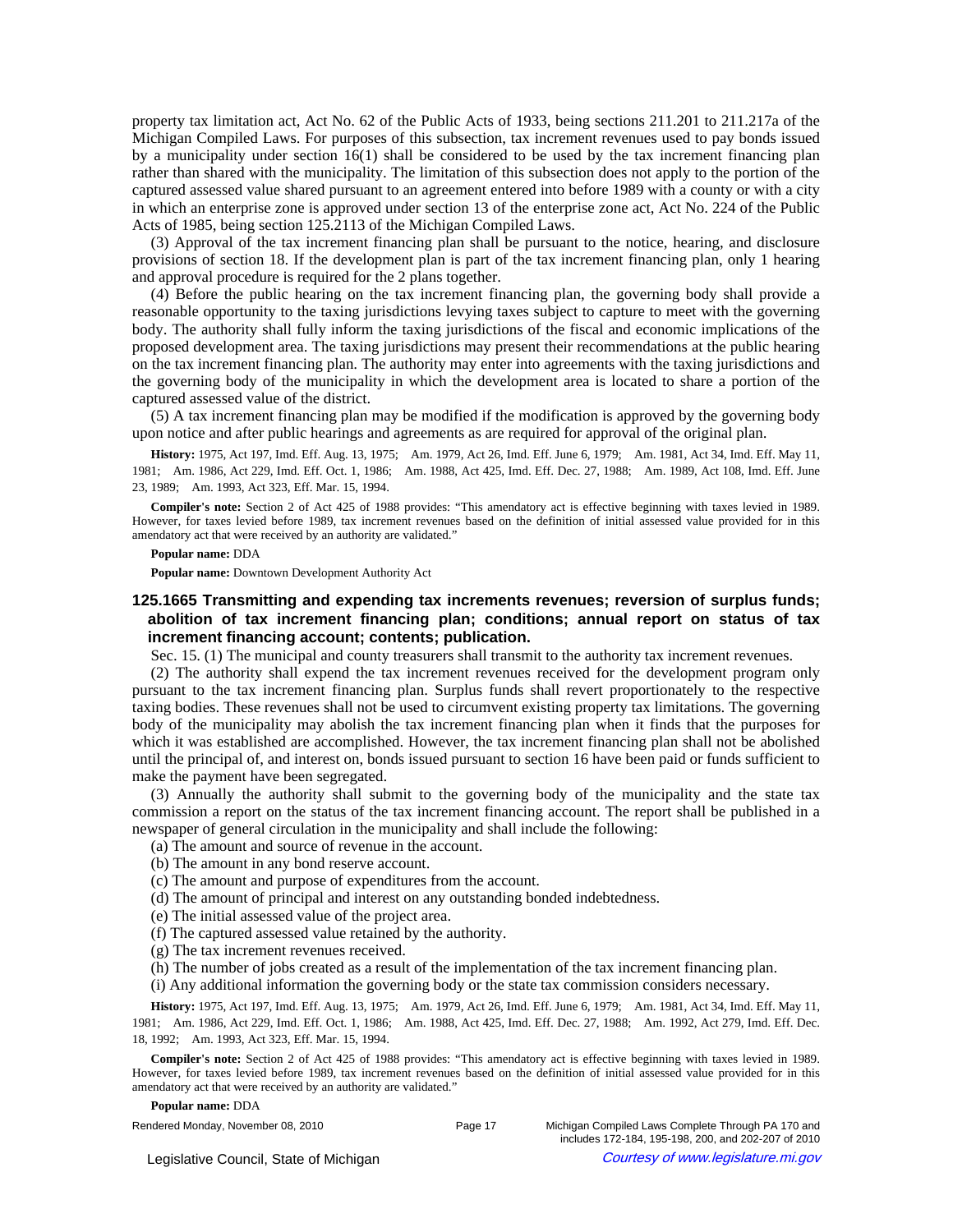property tax limitation act, Act No. 62 of the Public Acts of 1933, being sections 211.201 to 211.217a of the Michigan Compiled Laws. For purposes of this subsection, tax increment revenues used to pay bonds issued by a municipality under section 16(1) shall be considered to be used by the tax increment financing plan rather than shared with the municipality. The limitation of this subsection does not apply to the portion of the captured assessed value shared pursuant to an agreement entered into before 1989 with a county or with a city in which an enterprise zone is approved under section 13 of the enterprise zone act, Act No. 224 of the Public Acts of 1985, being section 125.2113 of the Michigan Compiled Laws.

(3) Approval of the tax increment financing plan shall be pursuant to the notice, hearing, and disclosure provisions of section 18. If the development plan is part of the tax increment financing plan, only 1 hearing and approval procedure is required for the 2 plans together.

(4) Before the public hearing on the tax increment financing plan, the governing body shall provide a reasonable opportunity to the taxing jurisdictions levying taxes subject to capture to meet with the governing body. The authority shall fully inform the taxing jurisdictions of the fiscal and economic implications of the proposed development area. The taxing jurisdictions may present their recommendations at the public hearing on the tax increment financing plan. The authority may enter into agreements with the taxing jurisdictions and the governing body of the municipality in which the development area is located to share a portion of the captured assessed value of the district.

(5) A tax increment financing plan may be modified if the modification is approved by the governing body upon notice and after public hearings and agreements as are required for approval of the original plan.

**History:** 1975, Act 197, Imd. Eff. Aug. 13, 1975;—Am. 1979, Act 26, Imd. Eff. June 6, 1979;—Am. 1981, Act 34, Imd. Eff. May 11, 1981;—Am. 1986, Act 229, Imd. Eff. Oct. 1, 1986;—Am. 1988, Act 425, Imd. Eff. Dec. 27, 1988;—Am. 1989, Act 108, Imd. Eff. June 23, 1989;—Am. 1993, Act 323, Eff. Mar. 15, 1994.

**Compiler's note:** Section 2 of Act 425 of 1988 provides: "This amendatory act is effective beginning with taxes levied in 1989. However, for taxes levied before 1989, tax increment revenues based on the definition of initial assessed value provided for in this amendatory act that were received by an authority are validated."

**Popular name:** DDA

**Popular name:** Downtown Development Authority Act

### 125.1665 Transmitting and expending tax increments revenues; reversion of surplus funds; abolition of tax increment financing plan; conditions; annual report on status of tax increment financing account; contents; publication.

Sec. 15. (1) The municipal and county treasurers shall transmit to the authority tax increment revenues.

(2) The authority shall expend the tax increment revenues received for the development program only pursuant to the tax increment financing plan. Surplus funds shall revert proportionately to the respective taxing bodies. These revenues shall not be used to circumvent existing property tax limitations. The governing body of the municipality may abolish the tax increment financing plan when it finds that the purposes for which it was established are accomplished. However, the tax increment financing plan shall not be abolished until the principal of, and interest on, bonds issued pursuant to section 16 have been paid or funds sufficient to make the payment have been segregated.

(3) Annually the authority shall submit to the governing body of the municipality and the state tax commission a report on the status of the tax increment financing account. The report shall be published in a newspaper of general circulation in the municipality and shall include the following:

(a) The amount and source of revenue in the account.

(b) The amount in any bond reserve account.

(c) The amount and purpose of expenditures from the account.

(d) The amount of principal and interest on any outstanding bonded indebtedness.

(e) The initial assessed value of the project area.

(f) The captured assessed value retained by the authority.

(g) The tax increment revenues received.

(h) The number of jobs created as a result of the implementation of the tax increment financing plan.

(i) Any additional information the governing body or the state tax commission considers necessary.

**History:** 1975, Act 197, Imd. Eff. Aug. 13, 1975;—Am. 1979, Act 26, Imd. Eff. June 6, 1979;—Am. 1981, Act 34, Imd. Eff. May 11, 1981;—Am. 1986, Act 229, Imd. Eff. Oct. 1, 1986;—Am. 1988, Act 425, Imd. Eff. Dec. 27, 1988;—Am. 1992, Act 279, Imd. Eff. Dec. 18, 1992;—Am. 1993, Act 323, Eff. Mar. 15, 1994.

**Compiler's note:** Section 2 of Act 425 of 1988 provides: "This amendatory act is effective beginning with taxes levied in 1989. However, for taxes levied before 1989, tax increment revenues based on the definition of initial assessed value provided for in this amendatory act that were received by an authority are validated."

**Popular name:** DDA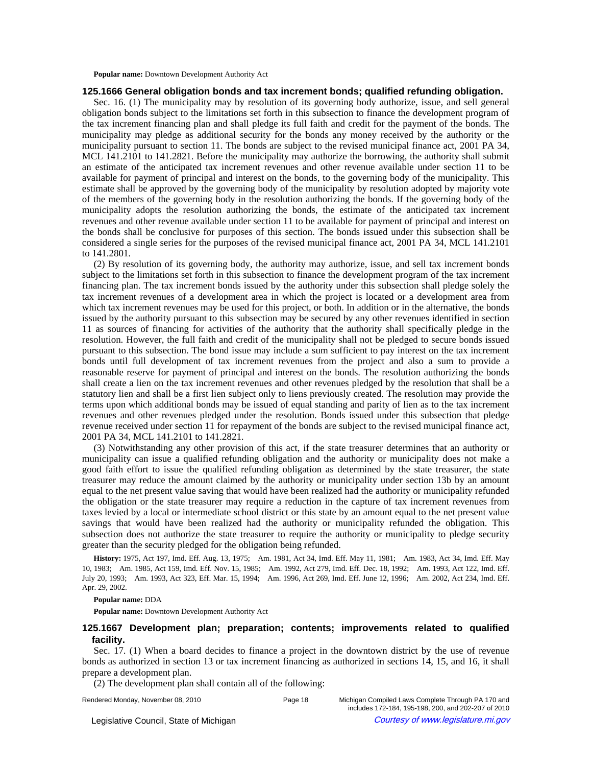**Popular name:** Downtown Development Authority Act

### 125.1666 General obligation bonds and tax increment bonds; qualified refunding obligation.

Sec. 16. (1) The municipality may by resolution of its governing body authorize, issue, and sell general obligation bonds subject to the limitations set forth in this subsection to finance the development program of the tax increment financing plan and shall pledge its full faith and credit for the payment of the bonds. The municipality may pledge as additional security for the bonds any money received by the authority or the municipality pursuant to section 11. The bonds are subject to the revised municipal finance act, 2001 PA 34, MCL 141.2101 to 141.2821. Before the municipality may authorize the borrowing, the authority shall submit an estimate of the anticipated tax increment revenues and other revenue available under section 11 to be available for payment of principal and interest on the bonds, to the governing body of the municipality. This estimate shall be approved by the governing body of the municipality by resolution adopted by majority vote of the members of the governing body in the resolution authorizing the bonds. If the governing body of the municipality adopts the resolution authorizing the bonds, the estimate of the anticipated tax increment revenues and other revenue available under section 11 to be available for payment of principal and interest on the bonds shall be conclusive for purposes of this section. The bonds issued under this subsection shall be considered a single series for the purposes of the revised municipal finance act, 2001 PA 34, MCL 141.2101 to 141.2801.

(2) By resolution of its governing body, the authority may authorize, issue, and sell tax increment bonds subject to the limitations set forth in this subsection to finance the development program of the tax increment financing plan. The tax increment bonds issued by the authority under this subsection shall pledge solely the tax increment revenues of a development area in which the project is located or a development area from which tax increment revenues may be used for this project, or both. In addition or in the alternative, the bonds issued by the authority pursuant to this subsection may be secured by any other revenues identified in section 11 as sources of financing for activities of the authority that the authority shall specifically pledge in the resolution. However, the full faith and credit of the municipality shall not be pledged to secure bonds issued pursuant to this subsection. The bond issue may include a sum sufficient to pay interest on the tax increment bonds until full development of tax increment revenues from the project and also a sum to provide a reasonable reserve for payment of principal and interest on the bonds. The resolution authorizing the bonds shall create a lien on the tax increment revenues and other revenues pledged by the resolution that shall be a statutory lien and shall be a first lien subject only to liens previously created. The resolution may provide the terms upon which additional bonds may be issued of equal standing and parity of lien as to the tax increment revenues and other revenues pledged under the resolution. Bonds issued under this subsection that pledge revenue received under section 11 for repayment of the bonds are subject to the revised municipal finance act, 2001 PA 34, MCL 141.2101 to 141.2821.

(3) Notwithstanding any other provision of this act, if the state treasurer determines that an authority or municipality can issue a qualified refunding obligation and the authority or municipality does not make a good faith effort to issue the qualified refunding obligation as determined by the state treasurer, the state treasurer may reduce the amount claimed by the authority or municipality under section 13b by an amount equal to the net present value saving that would have been realized had the authority or municipality refunded the obligation or the state treasurer may require a reduction in the capture of tax increment revenues from taxes levied by a local or intermediate school district or this state by an amount equal to the net present value savings that would have been realized had the authority or municipality refunded the obligation. This subsection does not authorize the state treasurer to require the authority or municipality to pledge security greater than the security pledged for the obligation being refunded.

**History:** 1975, Act 197, Imd. Eff. Aug. 13, 1975; Am. 1981, Act 34, Imd. Eff. May 11, 1981; Am. 1983, Act 34, Imd. Eff. May 10, 1983; Am. 1985, Act 159, Imd. Eff. Nov. 15, 1985; Am. 1992, Act 279, Imd. Eff. Dec. 18, 1992; Am. 1993, Act 122, Imd. Eff. July 20, 1993; Am. 1993, Act 323, Eff. Mar. 15, 1994; Am. 1996, Act 269, Imd. Eff. June 12, 1996; Am. 2002, Act 234, Imd. Eff. Apr. 29, 2002.

**Popular name:** DDA

**Popular name:** Downtown Development Authority Act

### 125.1667 Development plan; preparation; contents; improvements related to qualified facility.

Sec. 17. (1) When a board decides to finance a project in the downtown district by the use of revenue bonds as authorized in section 13 or tax increment financing as authorized in sections 14, 15, and 16, it shall prepare a development plan.

(2) The development plan shall contain all of the following: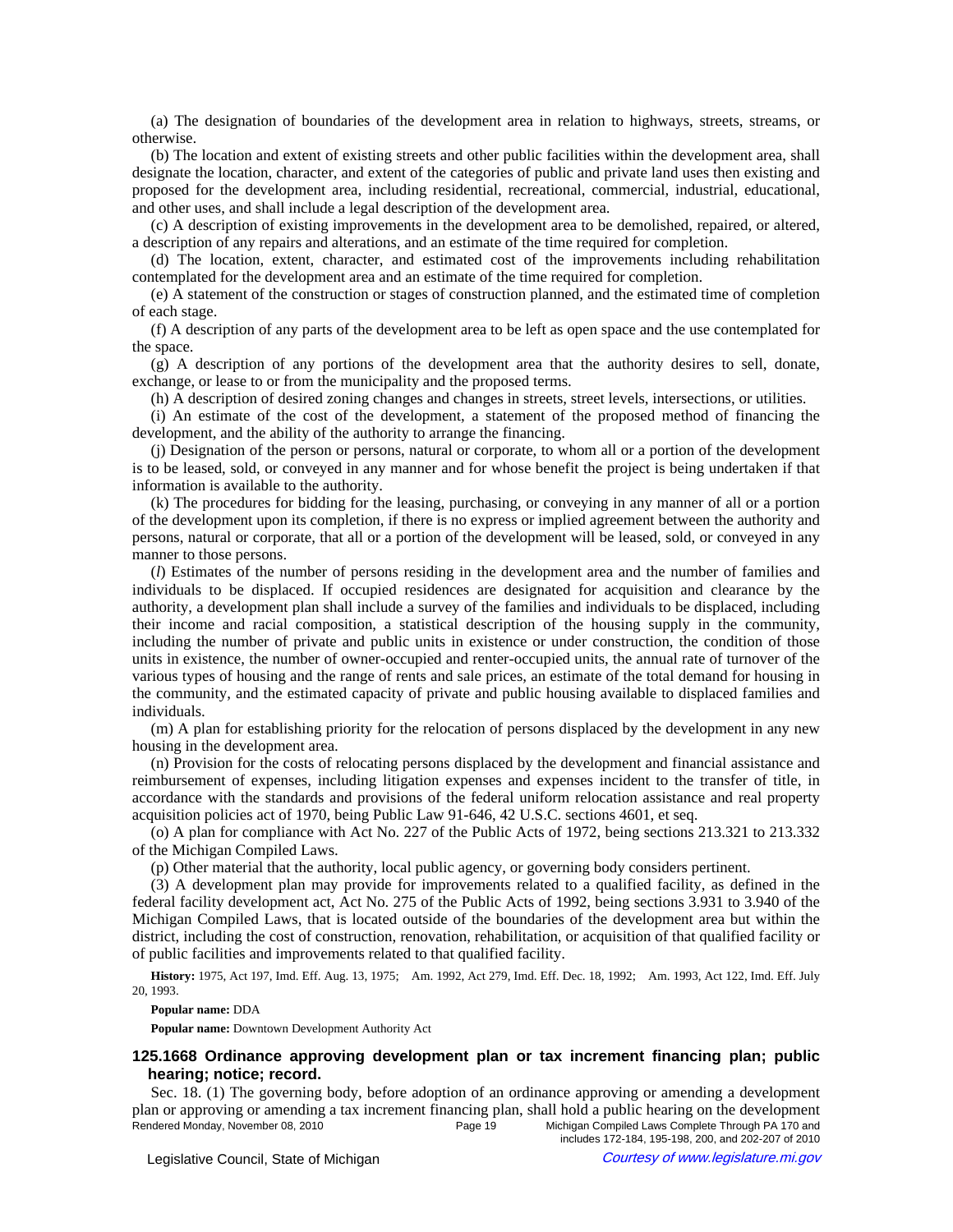(a) The designation of boundaries of the development area in relation to highways, streets, streams, or otherwise.

(b) The location and extent of existing streets and other public facilities within the development area, shall designate the location, character, and extent of the categories of public and private land uses then existing and proposed for the development area, including residential, recreational, commercial, industrial, educational, and other uses, and shall include a legal description of the development area.

(c) A description of existing improvements in the development area to be demolished, repaired, or altered, a description of any repairs and alterations, and an estimate of the time required for completion.

(d) The location, extent, character, and estimated cost of the improvements including rehabilitation contemplated for the development area and an estimate of the time required for completion.

(e) A statement of the construction or stages of construction planned, and the estimated time of completion of each stage.

(f) A description of any parts of the development area to be left as open space and the use contemplated for the space.

(g) A description of any portions of the development area that the authority desires to sell, donate, exchange, or lease to or from the municipality and the proposed terms.

(h) A description of desired zoning changes and changes in streets, street levels, intersections, or utilities.

(i) An estimate of the cost of the development, a statement of the proposed method of financing the development, and the ability of the authority to arrange the financing.

(j) Designation of the person or persons, natural or corporate, to whom all or a portion of the development is to be leased, sold, or conveyed in any manner and for whose benefit the project is being undertaken if that information is available to the authority.

(k) The procedures for bidding for the leasing, purchasing, or conveying in any manner of all or a portion of the development upon its completion, if there is no express or implied agreement between the authority and persons, natural or corporate, that all or a portion of the development will be leased, sold, or conveyed in any manner to those persons.

(*l*) Estimates of the number of persons residing in the development area and the number of families and individuals to be displaced. If occupied residences are designated for acquisition and clearance by the authority, a development plan shall include a survey of the families and individuals to be displaced, including their income and racial composition, a statistical description of the housing supply in the community, including the number of private and public units in existence or under construction, the condition of those units in existence, the number of owner-occupied and renter-occupied units, the annual rate of turnover of the various types of housing and the range of rents and sale prices, an estimate of the total demand for housing in the community, and the estimated capacity of private and public housing available to displaced families and individuals.

(m) A plan for establishing priority for the relocation of persons displaced by the development in any new housing in the development area.

(n) Provision for the costs of relocating persons displaced by the development and financial assistance and reimbursement of expenses, including litigation expenses and expenses incident to the transfer of title, in accordance with the standards and provisions of the federal uniform relocation assistance and real property acquisition policies act of 1970, being Public Law 91-646, 42 U.S.C. sections 4601, et seq.

(o) A plan for compliance with Act No. 227 of the Public Acts of 1972, being sections 213.321 to 213.332 of the Michigan Compiled Laws.

(p) Other material that the authority, local public agency, or governing body considers pertinent.

(3) A development plan may provide for improvements related to a qualified facility, as defined in the federal facility development act, Act No. 275 of the Public Acts of 1992, being sections 3.931 to 3.940 of the Michigan Compiled Laws, that is located outside of the boundaries of the development area but within the district, including the cost of construction, renovation, rehabilitation, or acquisition of that qualified facility or of public facilities and improvements related to that qualified facility.

**History:** 1975, Act 197, Imd. Eff. Aug. 13, 1975; — Am. 1992, Act 279, Imd. Eff. Dec. 18, 1992; — Am. 1993, Act 122, Imd. Eff. July 20, 1993.

**Popular name:** DDA

**Popular name:** Downtown Development Authority Act

### 125.1668 Ordinance approving development plan or tax increment financing plan; public hearing; notice; record.

Sec. 18. (1) The governing body, before adoption of an ordinance approving or amending a development plan or approving or amending a tax increment financing plan, shall hold a public hearing on the development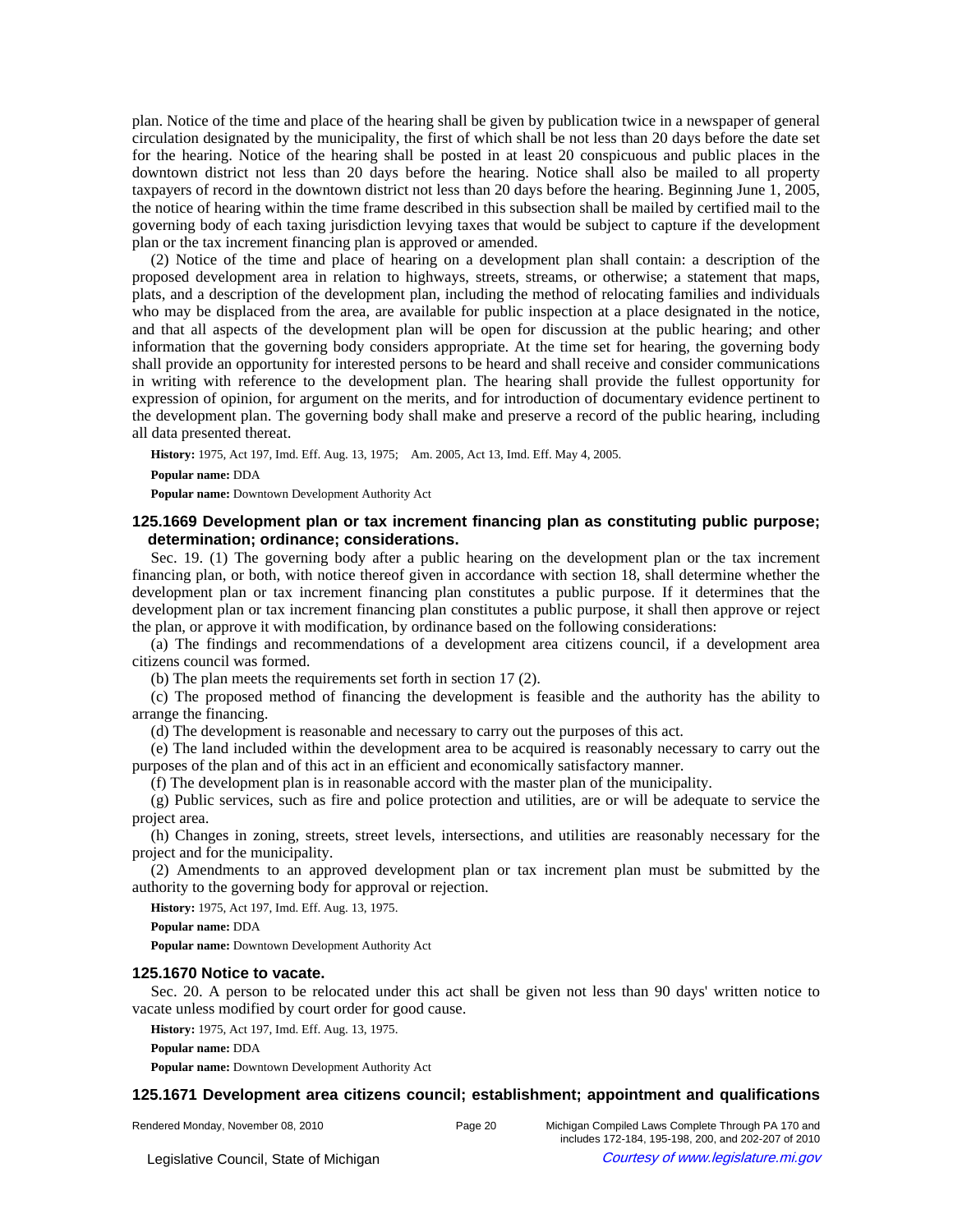plan. Notice of the time and place of the hearing shall be given by publication twice in a newspaper of general circulation designated by the municipality, the first of which shall be not less than 20 days before the date set for the hearing. Notice of the hearing shall be posted in at least 20 conspicuous and public places in the downtown district not less than 20 days before the hearing. Notice shall also be mailed to all property taxpayers of record in the downtown district not less than 20 days before the hearing. Beginning June 1, 2005, the notice of hearing within the time frame described in this subsection shall be mailed by certified mail to the governing body of each taxing jurisdiction levying taxes that would be subject to capture if the development plan or the tax increment financing plan is approved or amended.

(2) Notice of the time and place of hearing on a development plan shall contain: a description of the proposed development area in relation to highways, streets, streams, or otherwise; a statement that maps, plats, and a description of the development plan, including the method of relocating families and individuals who may be displaced from the area, are available for public inspection at a place designated in the notice, and that all aspects of the development plan will be open for discussion at the public hearing; and other information that the governing body considers appropriate. At the time set for hearing, the governing body shall provide an opportunity for interested persons to be heard and shall receive and consider communications in writing with reference to the development plan. The hearing shall provide the fullest opportunity for expression of opinion, for argument on the merits, and for introduction of documentary evidence pertinent to the development plan. The governing body shall make and preserve a record of the public hearing, including all data presented thereat.

**History:** 1975, Act 197, Imd. Eff. Aug. 13, 1975;—Am. 2005, Act 13, Imd. Eff. May 4, 2005.

**Popular name:** DDA

**Popular name:** Downtown Development Authority Act

### 125.1669 Development plan or tax increment financing plan as constituting public purpose; determination; ordinance; considerations.

Sec. 19. (1) The governing body after a public hearing on the development plan or the tax increment financing plan, or both, with notice thereof given in accordance with section 18, shall determine whether the development plan or tax increment financing plan constitutes a public purpose. If it determines that the development plan or tax increment financing plan constitutes a public purpose, it shall then approve or reject the plan, or approve it with modification, by ordinance based on the following considerations:

(a) The findings and recommendations of a development area citizens council, if a development area citizens council was formed.

(b) The plan meets the requirements set forth in section 17 (2).

(c) The proposed method of financing the development is feasible and the authority has the ability to arrange the financing.

(d) The development is reasonable and necessary to carry out the purposes of this act.

(e) The land included within the development area to be acquired is reasonably necessary to carry out the purposes of the plan and of this act in an efficient and economically satisfactory manner.

(f) The development plan is in reasonable accord with the master plan of the municipality.

(g) Public services, such as fire and police protection and utilities, are or will be adequate to service the project area.

(h) Changes in zoning, streets, street levels, intersections, and utilities are reasonably necessary for the project and for the municipality.

(2) Amendments to an approved development plan or tax increment plan must be submitted by the authority to the governing body for approval or rejection.

**History:** 1975, Act 197, Imd. Eff. Aug. 13, 1975.

**Popular name:** DDA

**Popular name:** Downtown Development Authority Act

### 125.1670 Notice to vacate.

Sec. 20. A person to be relocated under this act shall be given not less than 90 days' written notice to vacate unless modified by court order for good cause.

**History:** 1975, Act 197, Imd. Eff. Aug. 13, 1975.

**Popular name:** DDA

**Popular name:** Downtown Development Authority Act

### 125.1671 Development area citizens council; establishment; appointment and qualifications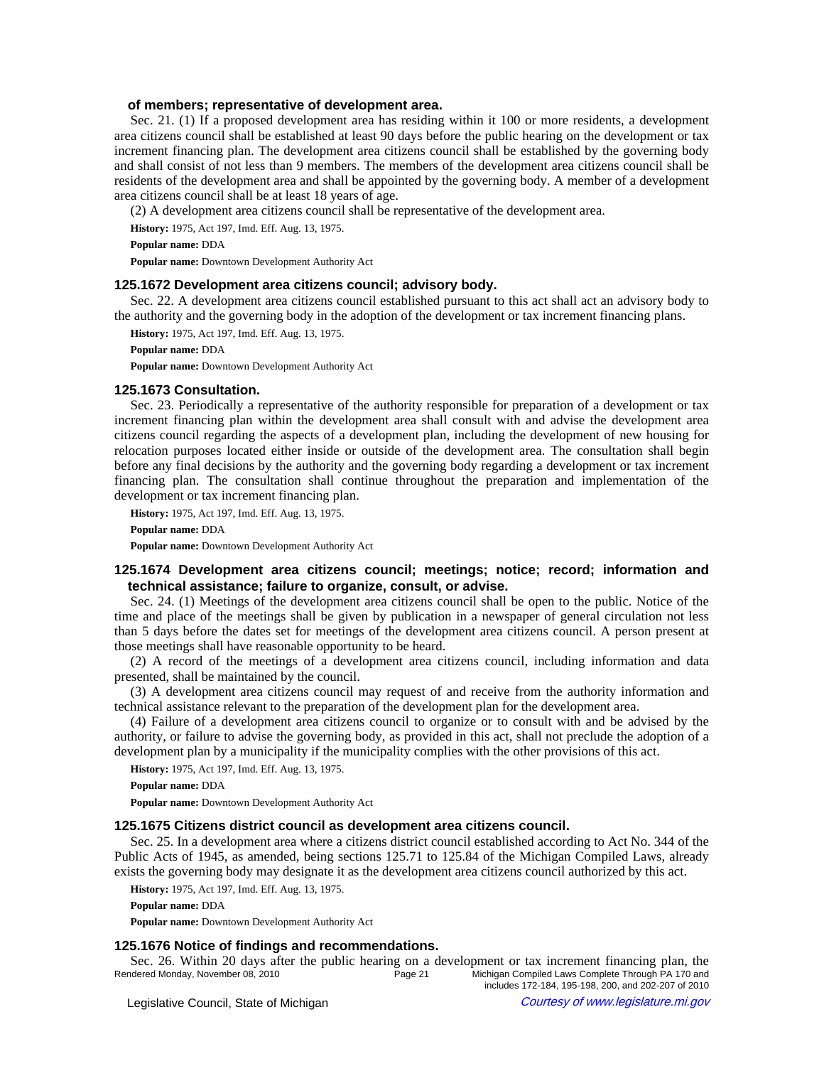**of members; representative of development area.**

Sec. 21. (1) If a proposed development area has residing within it 100 or more residents, a development area citizens council shall be established at least 90 days before the public hearing on the development or tax increment financing plan. The development area citizens council shall be established by the governing body and shall consist of not less than 9 members. The members of the development area citizens council shall be residents of the development area and shall be appointed by the governing body. A member of a development area citizens council shall be at least 18 years of age.

(2) A development area citizens council shall be representative of the development area.

**History:** 1975, Act 197, Imd. Eff. Aug. 13, 1975.

**Popular name:** DDA

**Popular name:** Downtown Development Authority Act

### 125.1672 Development area citizens council; advisory body.

Sec. 22. A development area citizens council established pursuant to this act shall act an advisory body to the authority and the governing body in the adoption of the development or tax increment financing plans.

**History:** 1975, Act 197, Imd. Eff. Aug. 13, 1975.

**Popular name:** DDA

**Popular name:** Downtown Development Authority Act

### 125.1673 Consultation.

Sec. 23. Periodically a representative of the authority responsible for preparation of a development or tax increment financing plan within the development area shall consult with and advise the development area citizens council regarding the aspects of a development plan, including the development of new housing for relocation purposes located either inside or outside of the development area. The consultation shall begin before any final decisions by the authority and the governing body regarding a development or tax increment financing plan. The consultation shall continue throughout the preparation and implementation of the development or tax increment financing plan.

**History:** 1975, Act 197, Imd. Eff. Aug. 13, 1975.

**Popular name:** DDA

**Popular name:** Downtown Development Authority Act

### 125.1674 Development area citizens council; meetings; notice; record; information and technical assistance; failure to organize, consult, or advise.

Sec. 24. (1) Meetings of the development area citizens council shall be open to the public. Notice of the time and place of the meetings shall be given by publication in a newspaper of general circulation not less than 5 days before the dates set for meetings of the development area citizens council. A person present at those meetings shall have reasonable opportunity to be heard.

(2) A record of the meetings of a development area citizens council, including information and data presented, shall be maintained by the council.

(3) A development area citizens council may request of and receive from the authority information and technical assistance relevant to the preparation of the development plan for the development area.

(4) Failure of a development area citizens council to organize or to consult with and be advised by the authority, or failure to advise the governing body, as provided in this act, shall not preclude the adoption of a development plan by a municipality if the municipality complies with the other provisions of this act.

**History:** 1975, Act 197, Imd. Eff. Aug. 13, 1975.

**Popular name:** DDA

**Popular name:** Downtown Development Authority Act

### 125.1675 Citizens district council as development area citizens council.

Sec. 25. In a development area where a citizens district council established according to Act No. 344 of the Public Acts of 1945, as amended, being sections 125.71 to 125.84 of the Michigan Compiled Laws, already exists the governing body may designate it as the development area citizens council authorized by this act.

**History:** 1975, Act 197, Imd. Eff. Aug. 13, 1975.

**Popular name:** DDA

**Popular name:** Downtown Development Authority Act

### 125.1676 Notice of findings and recommendations.

Sec. 26. Within 20 days after the public hearing on a development or tax increment financing plan, the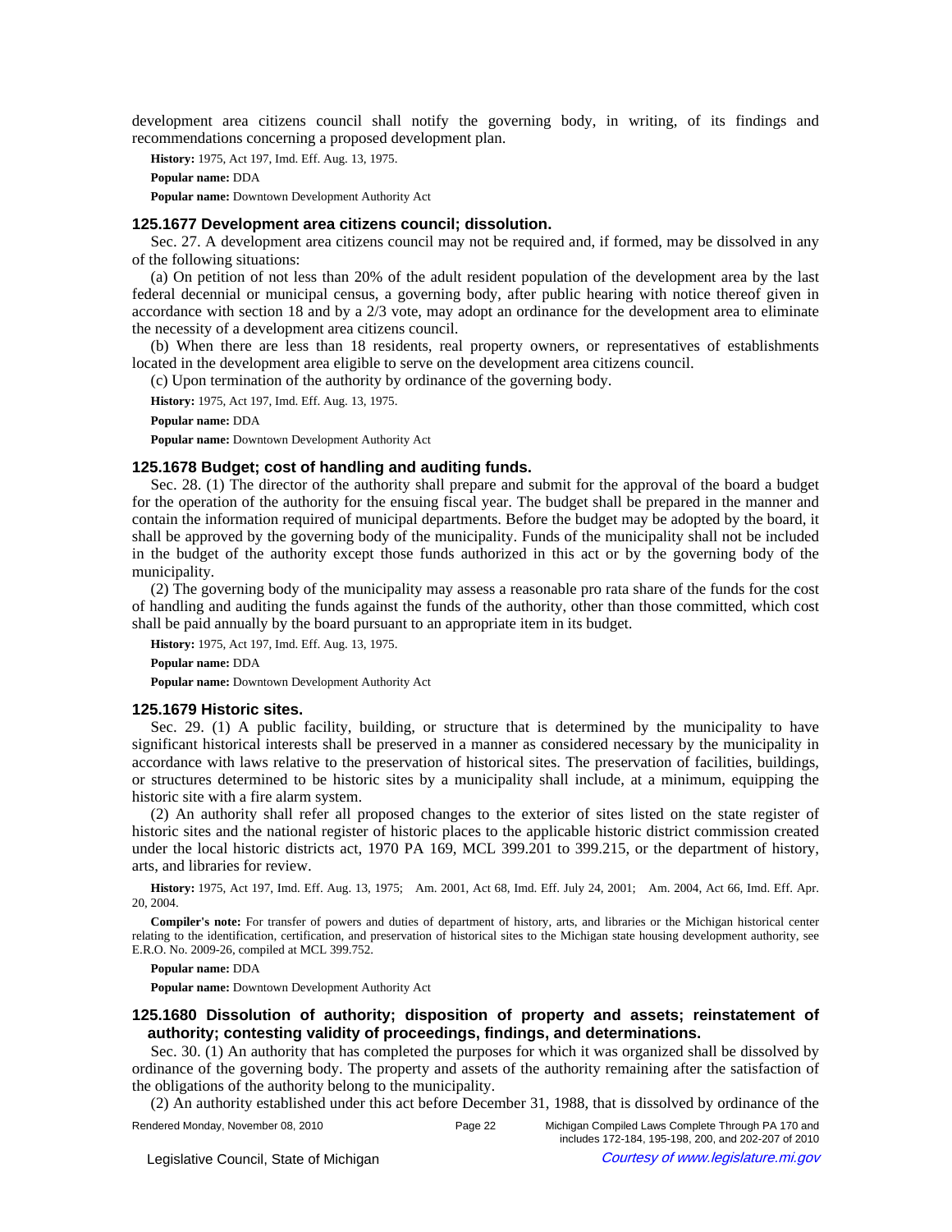development area citizens council shall notify the governing body, in writing, of its findings and recommendations concerning a proposed development plan.

**History:** 1975, Act 197, Imd. Eff. Aug. 13, 1975.

**Popular name:** DDA

**Popular name:** Downtown Development Authority Act

### 125.1677 Development area citizens council; dissolution.

Sec. 27. A development area citizens council may not be required and, if formed, may be dissolved in any of the following situations:

(a) On petition of not less than 20% of the adult resident population of the development area by the last federal decennial or municipal census, a governing body, after public hearing with notice thereof given in accordance with section 18 and by a 2/3 vote, may adopt an ordinance for the development area to eliminate the necessity of a development area citizens council.

(b) When there are less than 18 residents, real property owners, or representatives of establishments located in the development area eligible to serve on the development area citizens council.

(c) Upon termination of the authority by ordinance of the governing body.

**History:** 1975, Act 197, Imd. Eff. Aug. 13, 1975.

**Popular name:** DDA

**Popular name:** Downtown Development Authority Act

### 125.1678 Budget; cost of handling and auditing funds.

Sec. 28. (1) The director of the authority shall prepare and submit for the approval of the board a budget for the operation of the authority for the ensuing fiscal year. The budget shall be prepared in the manner and contain the information required of municipal departments. Before the budget may be adopted by the board, it shall be approved by the governing body of the municipality. Funds of the municipality shall not be included in the budget of the authority except those funds authorized in this act or by the governing body of the municipality.

(2) The governing body of the municipality may assess a reasonable pro rata share of the funds for the cost of handling and auditing the funds against the funds of the authority, other than those committed, which cost shall be paid annually by the board pursuant to an appropriate item in its budget.

**History:** 1975, Act 197, Imd. Eff. Aug. 13, 1975.

**Popular name:** DDA

**Popular name:** Downtown Development Authority Act

### 125.1679 Historic sites.

Sec. 29. (1) A public facility, building, or structure that is determined by the municipality to have significant historical interests shall be preserved in a manner as considered necessary by the municipality in accordance with laws relative to the preservation of historical sites. The preservation of facilities, buildings, or structures determined to be historic sites by a municipality shall include, at a minimum, equipping the historic site with a fire alarm system.

(2) An authority shall refer all proposed changes to the exterior of sites listed on the state register of historic sites and the national register of historic places to the applicable historic district commission created under the local historic districts act, 1970 PA 169, MCL 399.201 to 399.215, or the department of history, arts, and libraries for review.

**History:** 1975, Act 197, Imd. Eff. Aug. 13, 1975; Am. 2001, Act 68, Imd. Eff. July 24, 2001; Am. 2004, Act 66, Imd. Eff. Apr. 20, 2004.

**Compiler's note:** For transfer of powers and duties of department of history, arts, and libraries or the Michigan historical center relating to the identification, certification, and preservation of historical sites to the Michigan state housing development authority, see E.R.O. No. 2009-26, compiled at MCL 399.752.

**Popular name:** DDA

**Popular name:** Downtown Development Authority Act

### 125.1680 Dissolution of authority; disposition of property and assets; reinstatement of authority; contesting validity of proceedings, findings, and determinations.

Sec. 30. (1) An authority that has completed the purposes for which it was organized shall be dissolved by ordinance of the governing body. The property and assets of the authority remaining after the satisfaction of the obligations of the authority belong to the municipality.

(2) An authority established under this act before December 31, 1988, that is dissolved by ordinance of the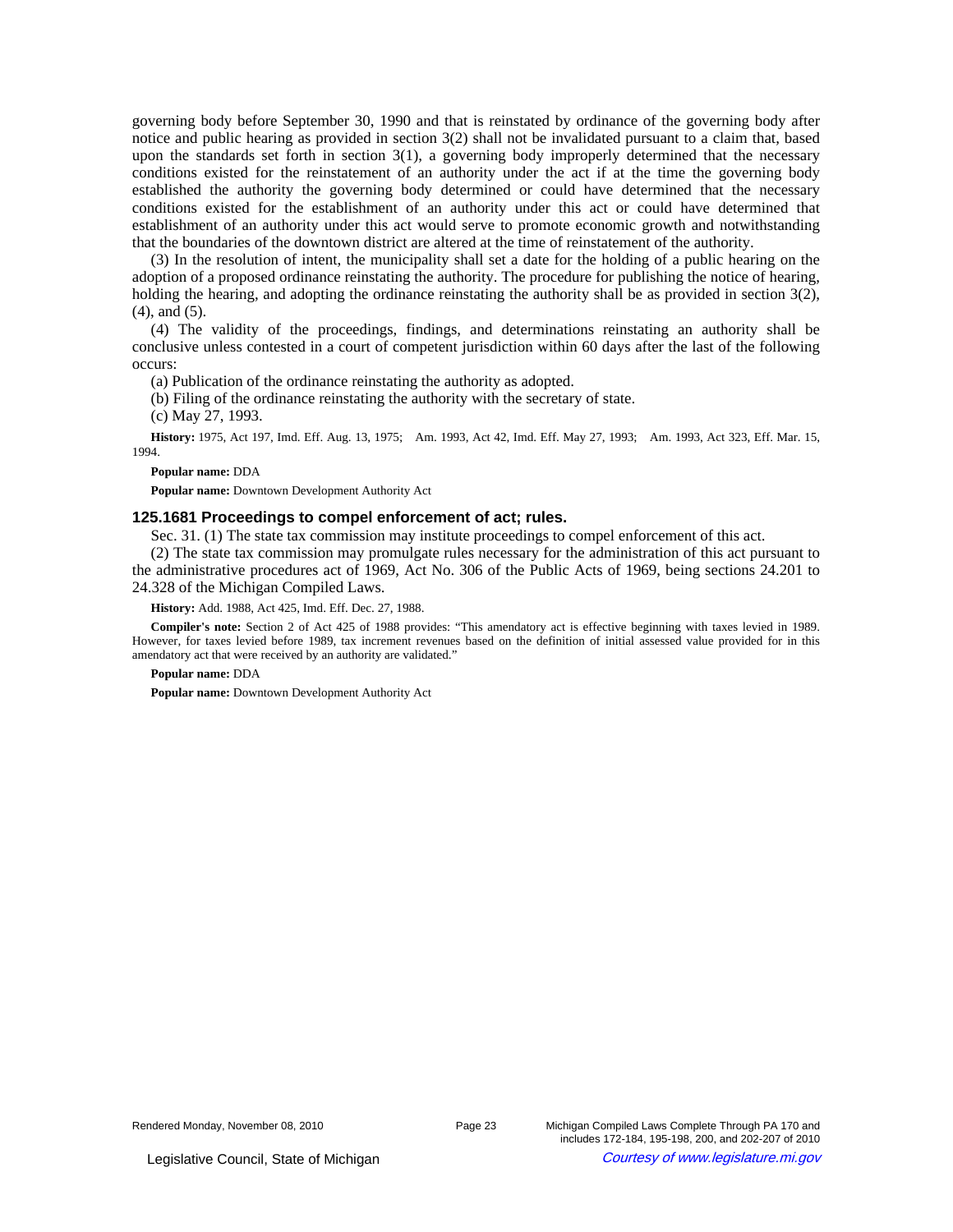governing body before September 30, 1990 and that is reinstated by ordinance of the governing body after notice and public hearing as provided in section 3(2) shall not be invalidated pursuant to a claim that, based upon the standards set forth in section 3(1), a governing body improperly determined that the necessary conditions existed for the reinstatement of an authority under the act if at the time the governing body established the authority the governing body determined or could have determined that the necessary conditions existed for the establishment of an authority under this act or could have determined that establishment of an authority under this act would serve to promote economic growth and notwithstanding that the boundaries of the downtown district are altered at the time of reinstatement of the authority.

(3) In the resolution of intent, the municipality shall set a date for the holding of a public hearing on the adoption of a proposed ordinance reinstating the authority. The procedure for publishing the notice of hearing, holding the hearing, and adopting the ordinance reinstating the authority shall be as provided in section 3(2), (4), and (5).

(4) The validity of the proceedings, findings, and determinations reinstating an authority shall be conclusive unless contested in a court of competent jurisdiction within 60 days after the last of the following occurs:

(a) Publication of the ordinance reinstating the authority as adopted.

(b) Filing of the ordinance reinstating the authority with the secretary of state.

(c) May 27, 1993.

**History:** 1975, Act 197, Imd. Eff. Aug. 13, 1975; Am. 1993, Act 42, Imd. Eff. May 27, 1993; Am. 1993, Act 323, Eff. Mar. 15, 1994.

**Popular name:** DDA

**Popular name:** Downtown Development Authority Act

### 125.1681 Proceedings to compel enforcement of act; rules.

Sec. 31. (1) The state tax commission may institute proceedings to compel enforcement of this act.

(2) The state tax commission may promulgate rules necessary for the administration of this act pursuant to the administrative procedures act of 1969, Act No. 306 of the Public Acts of 1969, being sections 24.201 to 24.328 of the Michigan Compiled Laws.

**History:** Add. 1988, Act 425, Imd. Eff. Dec. 27, 1988.

**Compiler's note:** Section 2 of Act 425 of 1988 provides: "This amendatory act is effective beginning with taxes levied in 1989. However, for taxes levied before 1989, tax increment revenues based on the definition of initial assessed value provided for in this amendatory act that were received by an authority are validated."

**Popular name:** DDA

**Popular name:** Downtown Development Authority Act